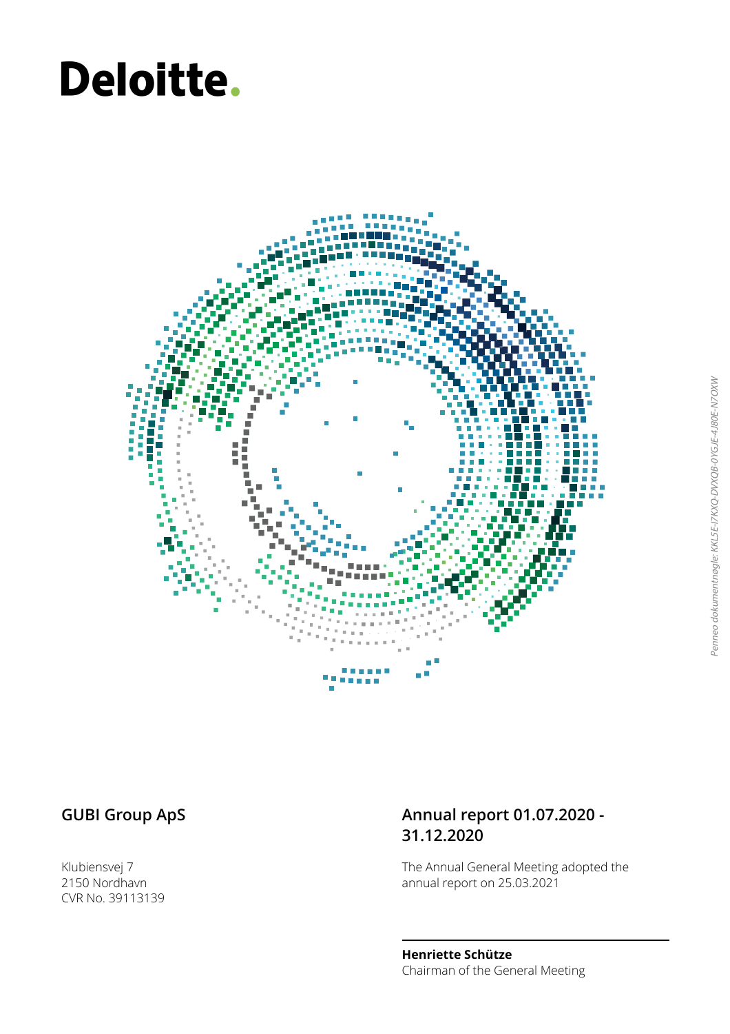Deloitte.

## GUBI Group ApS

Klubiensvej 7
2150 Nordhavn
CVR No. 39113139

## Annual report 01.07.2020 - 31.12.2020

The Annual General Meeting adopted the annual report on 25.03.2021

**Henriette Schütze**
Chairman of the General Meeting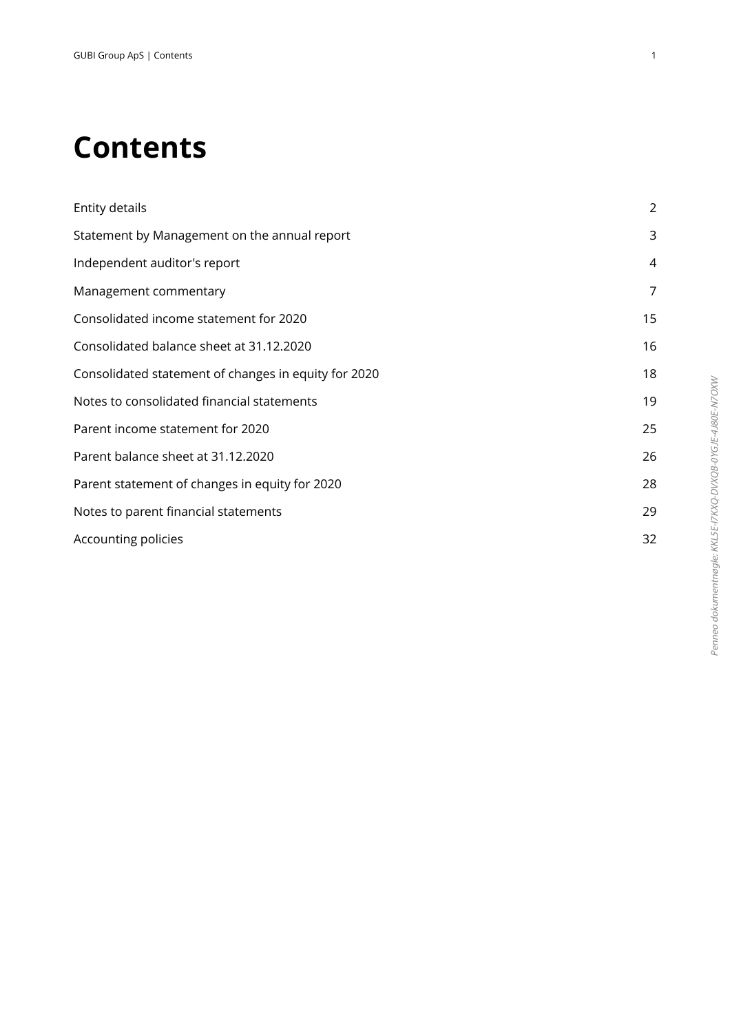# Contents

| | |
|---|---|
| Entity details | 2 |
| Statement by Management on the annual report | 3 |
| Independent auditor's report | 4 |
| Management commentary | 7 |
| Consolidated income statement for 2020 | 15 |
| Consolidated balance sheet at 31.12.2020 | 16 |
| Consolidated statement of changes in equity for 2020 | 18 |
| Notes to consolidated financial statements | 19 |
| Parent income statement for 2020 | 25 |
| Parent balance sheet at 31.12.2020 | 26 |
| Parent statement of changes in equity for 2020 | 28 |
| Notes to parent financial statements | 29 |
| Accounting policies | 32 |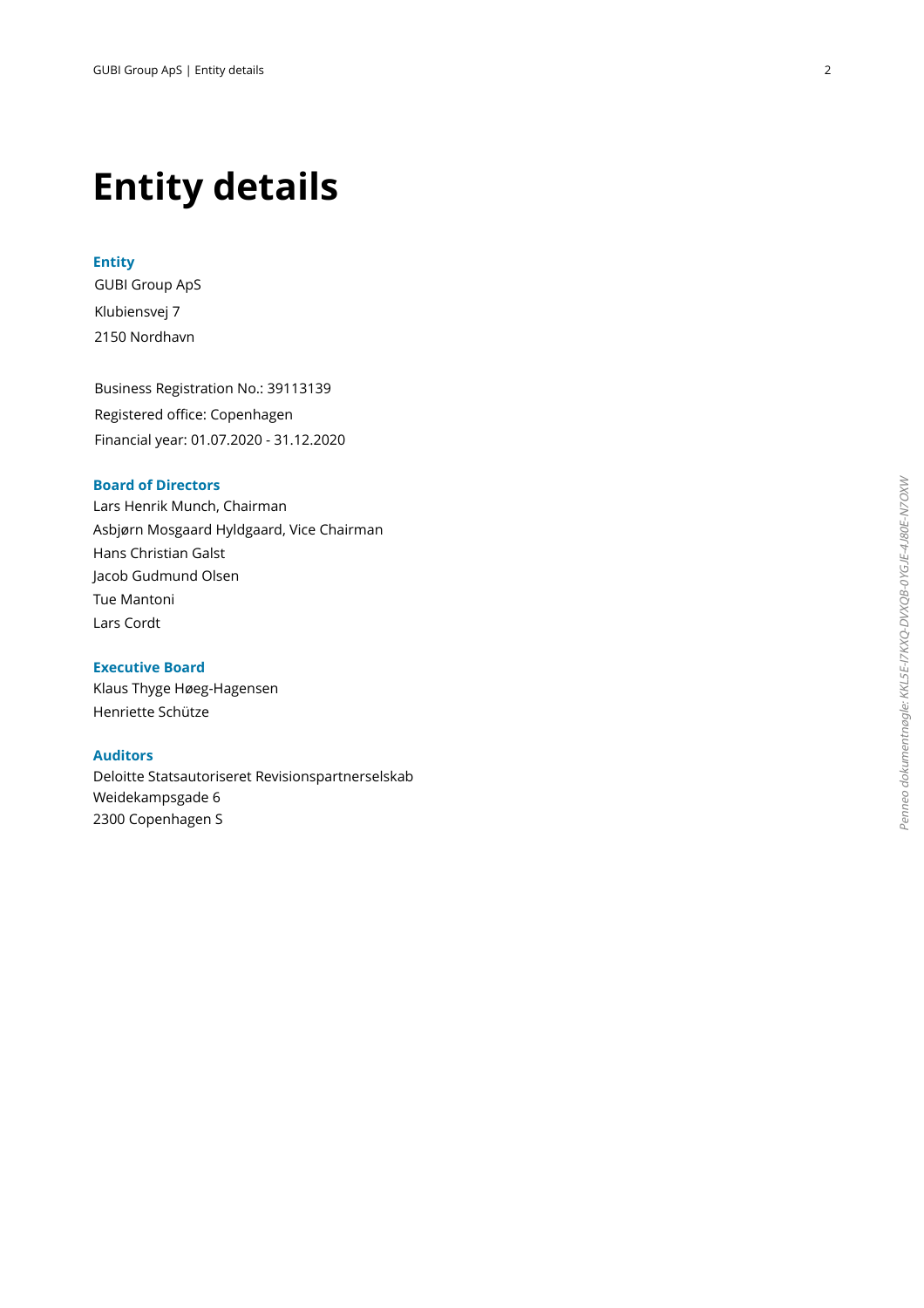# Entity details

**Entity**

GUBI Group ApS
Klubiensvej 7
2150 Nordhavn

Business Registration No.: 39113139
Registered office: Copenhagen
Financial year: 01.07.2020 - 31.12.2020

**Board of Directors**

Lars Henrik Munch, Chairman
Asbjørn Mosgaard Hyldgaard, Vice Chairman
Hans Christian Galst
Jacob Gudmund Olsen
Tue Mantoni
Lars Cordt

**Executive Board**

Klaus Thyge Høeg-Hagensen
Henriette Schütze

**Auditors**

Deloitte Statsautoriseret Revisionspartnerselskab
Weidekampsgade 6
2300 Copenhagen S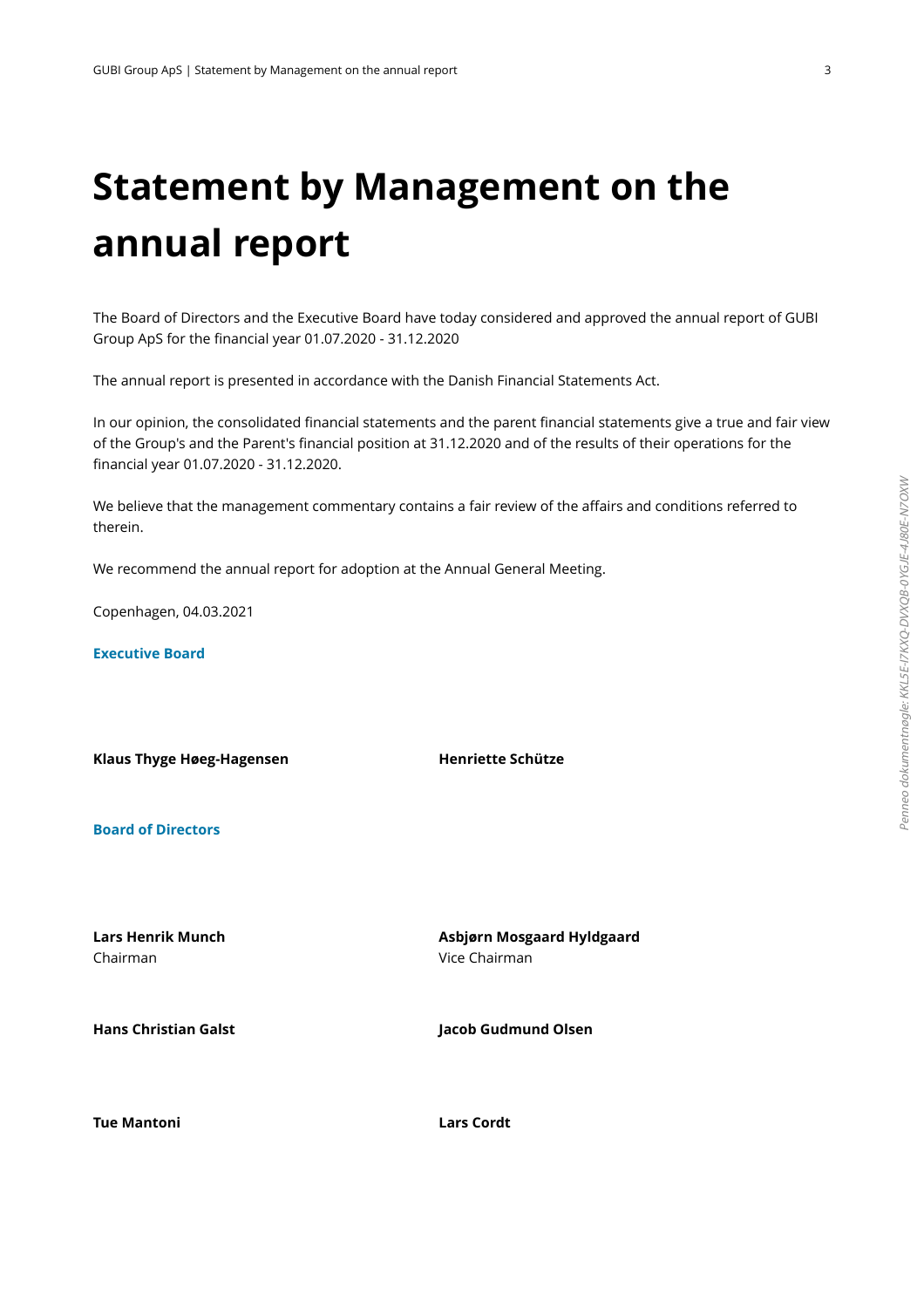# Statement by Management on the annual report

The Board of Directors and the Executive Board have today considered and approved the annual report of GUBI Group ApS for the financial year 01.07.2020 - 31.12.2020

The annual report is presented in accordance with the Danish Financial Statements Act.

In our opinion, the consolidated financial statements and the parent financial statements give a true and fair view of the Group's and the Parent's financial position at 31.12.2020 and of the results of their operations for the financial year 01.07.2020 - 31.12.2020.

We believe that the management commentary contains a fair review of the affairs and conditions referred to therein.

We recommend the annual report for adoption at the Annual General Meeting.

Copenhagen, 04.03.2021

**Executive Board**

**Klaus Thyge Høeg-Hagensen**

**Henriette Schütze**

**Board of Directors**

**Lars Henrik Munch**
Chairman

**Asbjørn Mosgaard Hyldgaard**
Vice Chairman

**Hans Christian Galst**

**Jacob Gudmund Olsen**

**Tue Mantoni**

**Lars Cordt**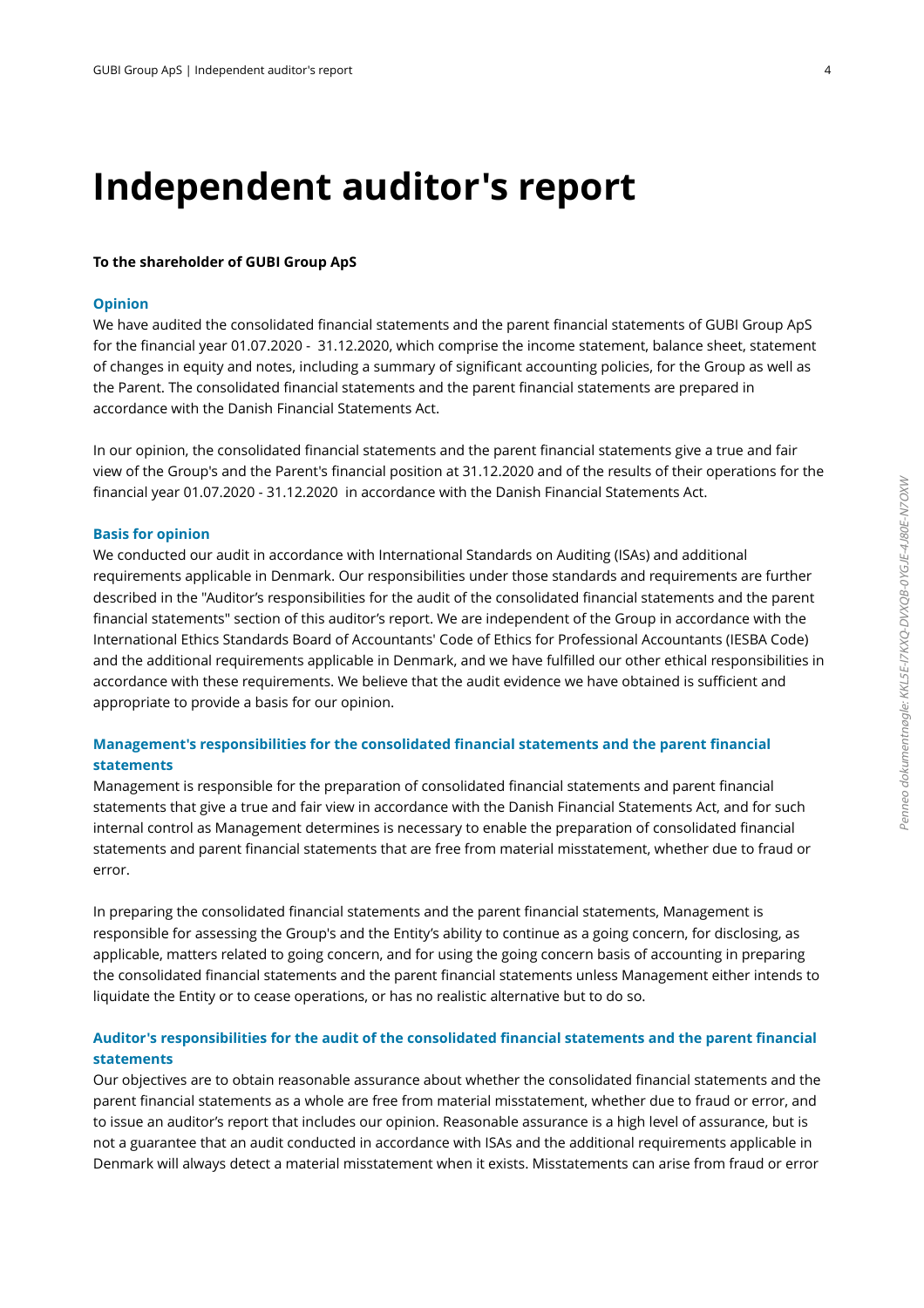# Independent auditor's report

**To the shareholder of GUBI Group ApS**

## Opinion

We have audited the consolidated financial statements and the parent financial statements of GUBI Group ApS for the financial year 01.07.2020 - 31.12.2020, which comprise the income statement, balance sheet, statement of changes in equity and notes, including a summary of significant accounting policies, for the Group as well as the Parent. The consolidated financial statements and the parent financial statements are prepared in accordance with the Danish Financial Statements Act.

In our opinion, the consolidated financial statements and the parent financial statements give a true and fair view of the Group's and the Parent's financial position at 31.12.2020 and of the results of their operations for the financial year 01.07.2020 - 31.12.2020 in accordance with the Danish Financial Statements Act.

## Basis for opinion

We conducted our audit in accordance with International Standards on Auditing (ISAs) and additional requirements applicable in Denmark. Our responsibilities under those standards and requirements are further described in the "Auditor's responsibilities for the audit of the consolidated financial statements and the parent financial statements" section of this auditor's report. We are independent of the Group in accordance with the International Ethics Standards Board of Accountants' Code of Ethics for Professional Accountants (IESBA Code) and the additional requirements applicable in Denmark, and we have fulfilled our other ethical responsibilities in accordance with these requirements. We believe that the audit evidence we have obtained is sufficient and appropriate to provide a basis for our opinion.

## Management's responsibilities for the consolidated financial statements and the parent financial statements

Management is responsible for the preparation of consolidated financial statements and parent financial statements that give a true and fair view in accordance with the Danish Financial Statements Act, and for such internal control as Management determines is necessary to enable the preparation of consolidated financial statements and parent financial statements that are free from material misstatement, whether due to fraud or error.

In preparing the consolidated financial statements and the parent financial statements, Management is responsible for assessing the Group's and the Entity's ability to continue as a going concern, for disclosing, as applicable, matters related to going concern, and for using the going concern basis of accounting in preparing the consolidated financial statements and the parent financial statements unless Management either intends to liquidate the Entity or to cease operations, or has no realistic alternative but to do so.

## Auditor's responsibilities for the audit of the consolidated financial statements and the parent financial statements

Our objectives are to obtain reasonable assurance about whether the consolidated financial statements and the parent financial statements as a whole are free from material misstatement, whether due to fraud or error, and to issue an auditor's report that includes our opinion. Reasonable assurance is a high level of assurance, but is not a guarantee that an audit conducted in accordance with ISAs and the additional requirements applicable in Denmark will always detect a material misstatement when it exists. Misstatements can arise from fraud or error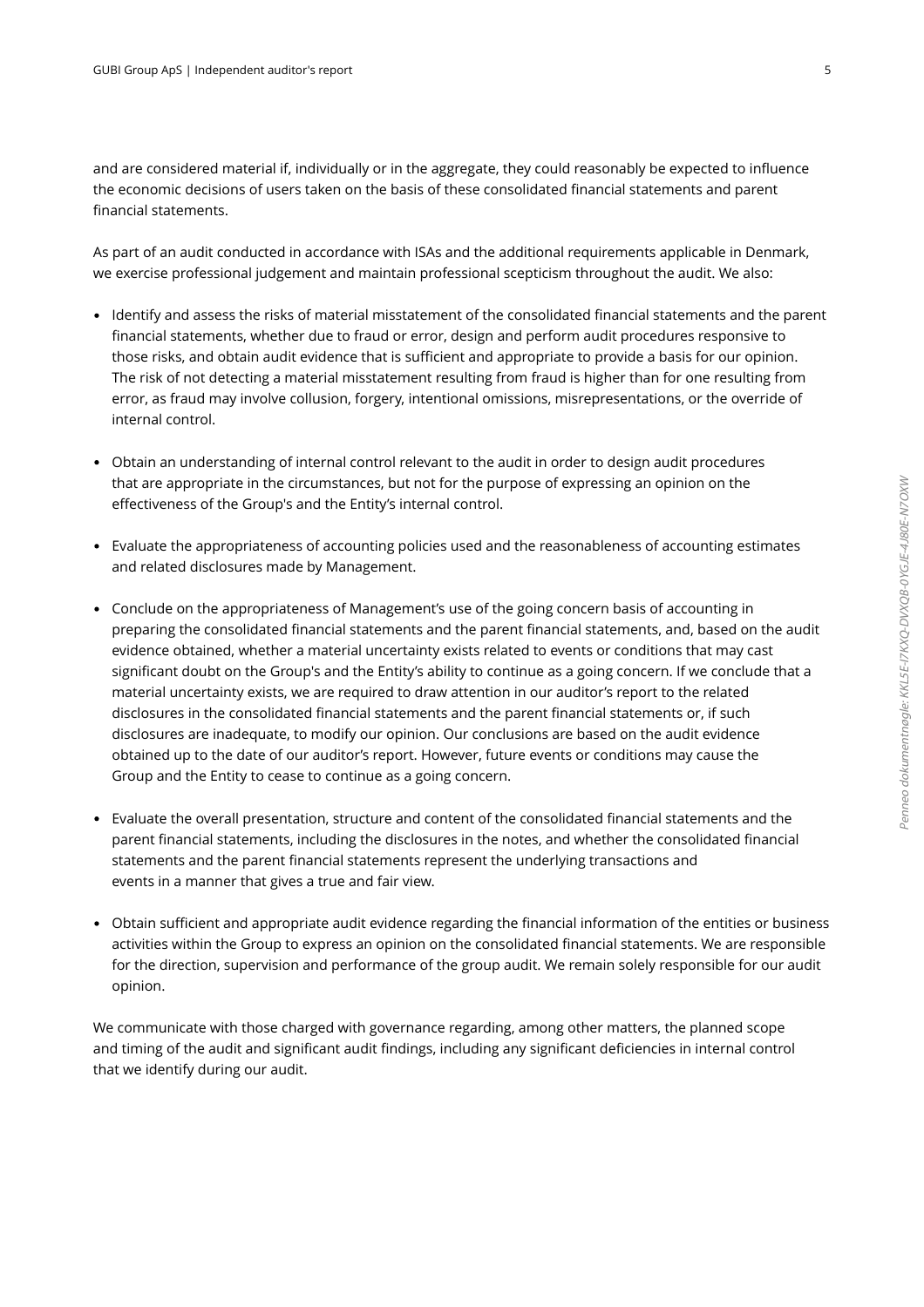and are considered material if, individually or in the aggregate, they could reasonably be expected to influence the economic decisions of users taken on the basis of these consolidated financial statements and parent financial statements.

As part of an audit conducted in accordance with ISAs and the additional requirements applicable in Denmark, we exercise professional judgement and maintain professional scepticism throughout the audit. We also:

- Identify and assess the risks of material misstatement of the consolidated financial statements and the parent financial statements, whether due to fraud or error, design and perform audit procedures responsive to those risks, and obtain audit evidence that is sufficient and appropriate to provide a basis for our opinion. The risk of not detecting a material misstatement resulting from fraud is higher than for one resulting from error, as fraud may involve collusion, forgery, intentional omissions, misrepresentations, or the override of internal control.

- Obtain an understanding of internal control relevant to the audit in order to design audit procedures that are appropriate in the circumstances, but not for the purpose of expressing an opinion on the effectiveness of the Group's and the Entity's internal control.

- Evaluate the appropriateness of accounting policies used and the reasonableness of accounting estimates and related disclosures made by Management.

- Conclude on the appropriateness of Management's use of the going concern basis of accounting in preparing the consolidated financial statements and the parent financial statements, and, based on the audit evidence obtained, whether a material uncertainty exists related to events or conditions that may cast significant doubt on the Group's and the Entity's ability to continue as a going concern. If we conclude that a material uncertainty exists, we are required to draw attention in our auditor's report to the related disclosures in the consolidated financial statements and the parent financial statements or, if such disclosures are inadequate, to modify our opinion. Our conclusions are based on the audit evidence obtained up to the date of our auditor's report. However, future events or conditions may cause the Group and the Entity to cease to continue as a going concern.

- Evaluate the overall presentation, structure and content of the consolidated financial statements and the parent financial statements, including the disclosures in the notes, and whether the consolidated financial statements and the parent financial statements represent the underlying transactions and events in a manner that gives a true and fair view.

- Obtain sufficient and appropriate audit evidence regarding the financial information of the entities or business activities within the Group to express an opinion on the consolidated financial statements. We are responsible for the direction, supervision and performance of the group audit. We remain solely responsible for our audit opinion.

We communicate with those charged with governance regarding, among other matters, the planned scope and timing of the audit and significant audit findings, including any significant deficiencies in internal control that we identify during our audit.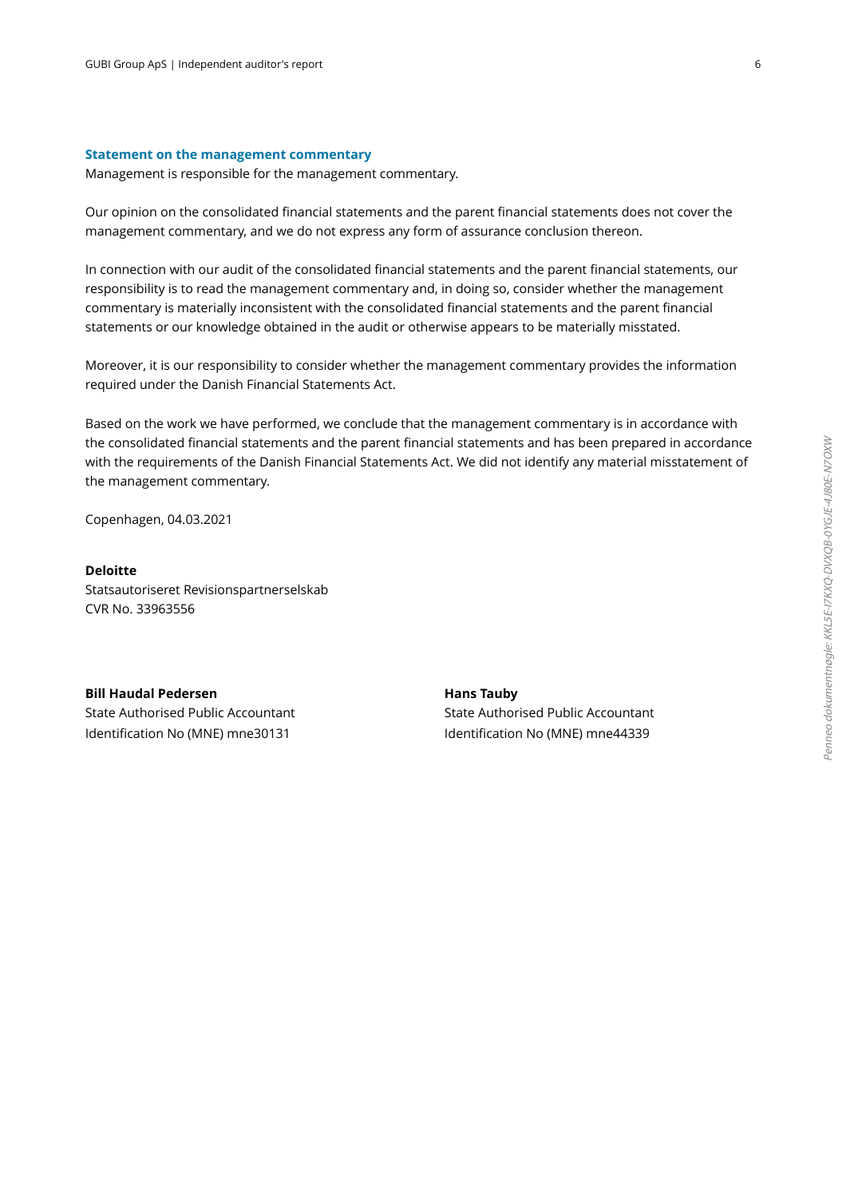### Statement on the management commentary

Management is responsible for the management commentary.

Our opinion on the consolidated financial statements and the parent financial statements does not cover the management commentary, and we do not express any form of assurance conclusion thereon.

In connection with our audit of the consolidated financial statements and the parent financial statements, our responsibility is to read the management commentary and, in doing so, consider whether the management commentary is materially inconsistent with the consolidated financial statements and the parent financial statements or our knowledge obtained in the audit or otherwise appears to be materially misstated.

Moreover, it is our responsibility to consider whether the management commentary provides the information required under the Danish Financial Statements Act.

Based on the work we have performed, we conclude that the management commentary is in accordance with the consolidated financial statements and the parent financial statements and has been prepared in accordance with the requirements of the Danish Financial Statements Act. We did not identify any material misstatement of the management commentary.

Copenhagen, 04.03.2021

**Deloitte**
Statsautoriseret Revisionspartnerselskab
CVR No. 33963556

**Bill Haudal Pedersen**
State Authorised Public Accountant
Identification No (MNE) mne30131

**Hans Tauby**
State Authorised Public Accountant
Identification No (MNE) mne44339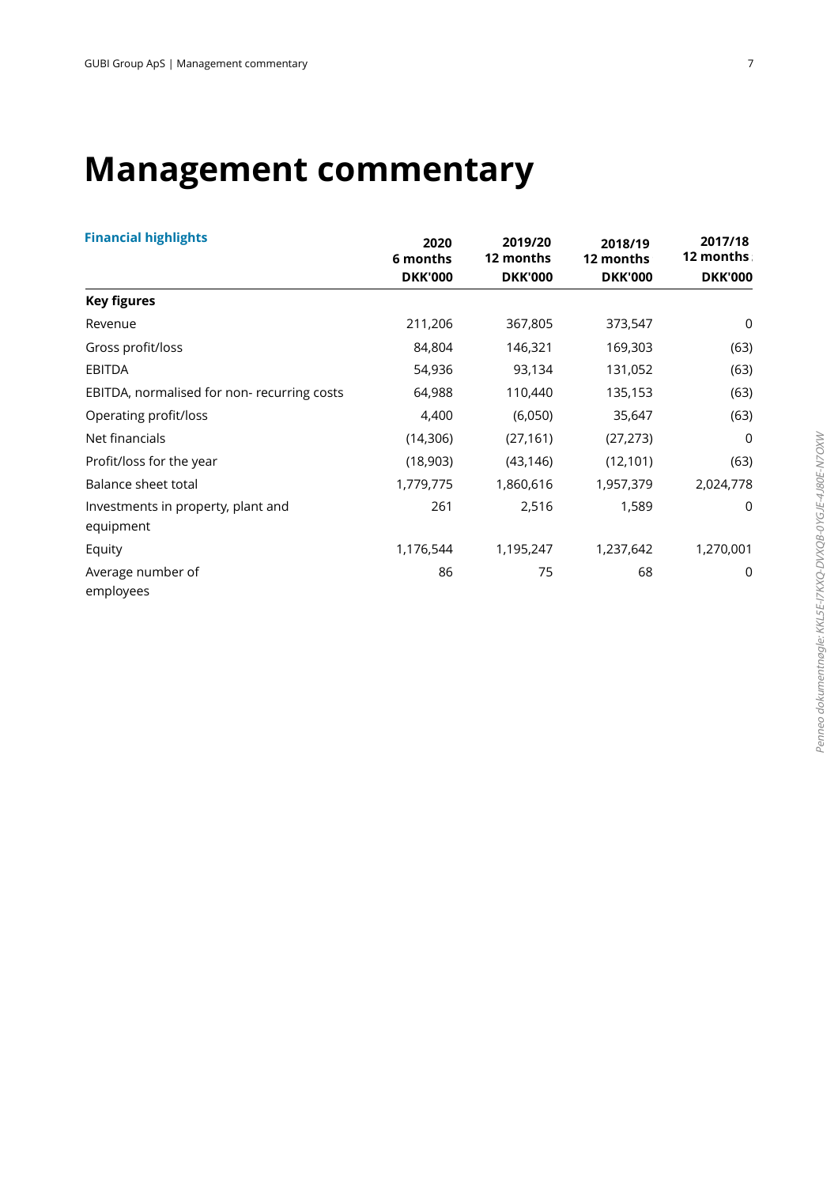# Management commentary

| **Financial highlights** | **2020 6 months DKK'000** | **2019/20 12 months DKK'000** | **2018/19 12 months DKK'000** | **2017/18 12 months DKK'000** |
|---|---|---|---|---|
| **Key figures** | | | | |
| Revenue | 211,206 | 367,805 | 373,547 | 0 |
| Gross profit/loss | 84,804 | 146,321 | 169,303 | (63) |
| EBITDA | 54,936 | 93,134 | 131,052 | (63) |
| EBITDA, normalised for non- recurring costs | 64,988 | 110,440 | 135,153 | (63) |
| Operating profit/loss | 4,400 | (6,050) | 35,647 | (63) |
| Net financials | (14,306) | (27,161) | (27,273) | 0 |
| Profit/loss for the year | (18,903) | (43,146) | (12,101) | (63) |
| Balance sheet total | 1,779,775 | 1,860,616 | 1,957,379 | 2,024,778 |
| Investments in property, plant and equipment | 261 | 2,516 | 1,589 | 0 |
| Equity | 1,176,544 | 1,195,247 | 1,237,642 | 1,270,001 |
| Average number of employees | 86 | 75 | 68 | 0 |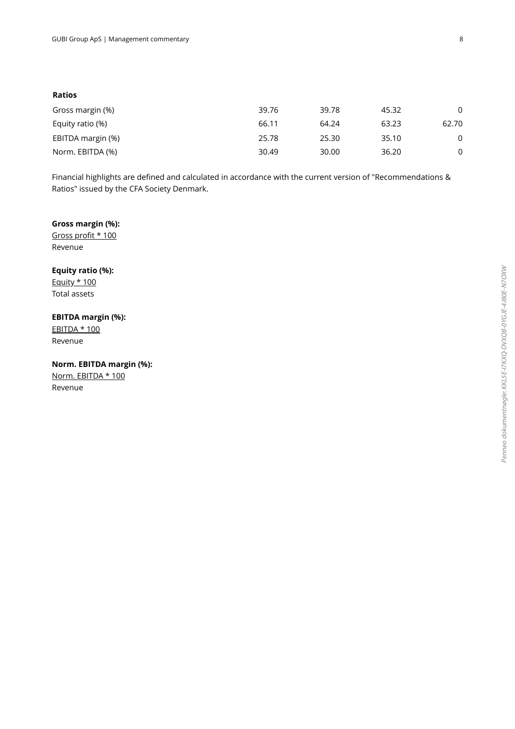| Ratios | | | | |
|---|---|---|---|---|
| Gross margin (%) | 39.76 | 39.78 | 45.32 | 0 |
| Equity ratio (%) | 66.11 | 64.24 | 63.23 | 62.70 |
| EBITDA margin (%) | 25.78 | 25.30 | 35.10 | 0 |
| Norm. EBITDA (%) | 30.49 | 30.00 | 36.20 | 0 |

Financial highlights are defined and calculated in accordance with the current version of "Recommendations & Ratios" issued by the CFA Society Denmark.

**Gross margin (%):**

$$\frac{\text{Gross profit} * 100}{\text{Revenue}}$$

**Equity ratio (%):**

$$\frac{\text{Equity} * 100}{\text{Total assets}}$$

**EBITDA margin (%):**

$$\frac{\text{EBITDA} * 100}{\text{Revenue}}$$

**Norm. EBITDA margin (%):**

$$\frac{\text{Norm. EBITDA} * 100}{\text{Revenue}}$$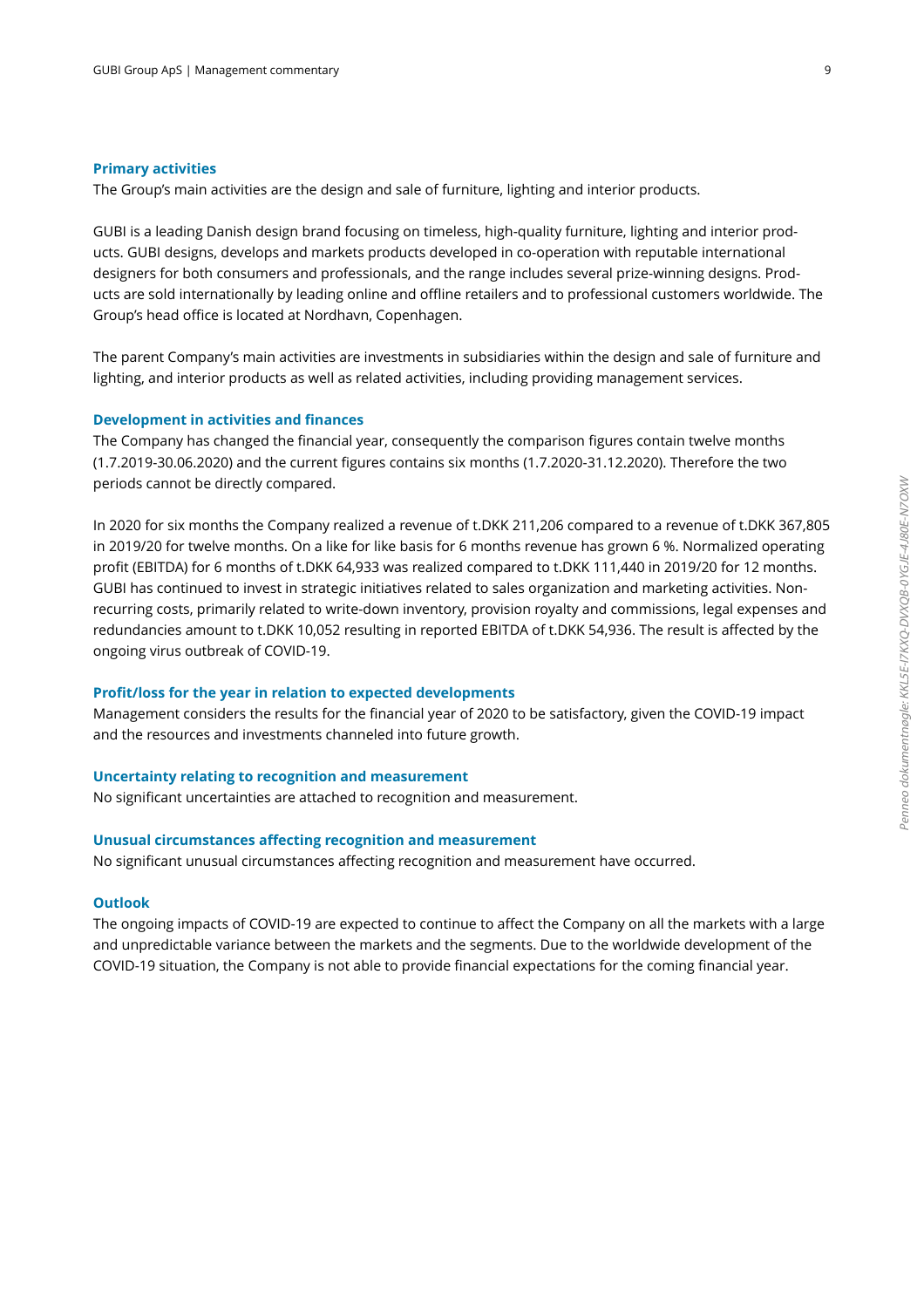### Primary activities

The Group's main activities are the design and sale of furniture, lighting and interior products.

GUBI is a leading Danish design brand focusing on timeless, high-quality furniture, lighting and interior products. GUBI designs, develops and markets products developed in co-operation with reputable international designers for both consumers and professionals, and the range includes several prize-winning designs. Products are sold internationally by leading online and offline retailers and to professional customers worldwide. The Group's head office is located at Nordhavn, Copenhagen.

The parent Company's main activities are investments in subsidiaries within the design and sale of furniture and lighting, and interior products as well as related activities, including providing management services.

### Development in activities and finances

The Company has changed the financial year, consequently the comparison figures contain twelve months (1.7.2019-30.06.2020) and the current figures contains six months (1.7.2020-31.12.2020). Therefore the two periods cannot be directly compared.

In 2020 for six months the Company realized a revenue of t.DKK 211,206 compared to a revenue of t.DKK 367,805 in 2019/20 for twelve months. On a like for like basis for 6 months revenue has grown 6 %. Normalized operating profit (EBITDA) for 6 months of t.DKK 64,933 was realized compared to t.DKK 111,440 in 2019/20 for 12 months. GUBI has continued to invest in strategic initiatives related to sales organization and marketing activities. Non-recurring costs, primarily related to write-down inventory, provision royalty and commissions, legal expenses and redundancies amount to t.DKK 10,052 resulting in reported EBITDA of t.DKK 54,936. The result is affected by the ongoing virus outbreak of COVID-19.

### Profit/loss for the year in relation to expected developments

Management considers the results for the financial year of 2020 to be satisfactory, given the COVID-19 impact and the resources and investments channeled into future growth.

### Uncertainty relating to recognition and measurement

No significant uncertainties are attached to recognition and measurement.

### Unusual circumstances affecting recognition and measurement

No significant unusual circumstances affecting recognition and measurement have occurred.

### Outlook

The ongoing impacts of COVID-19 are expected to continue to affect the Company on all the markets with a large and unpredictable variance between the markets and the segments. Due to the worldwide development of the COVID-19 situation, the Company is not able to provide financial expectations for the coming financial year.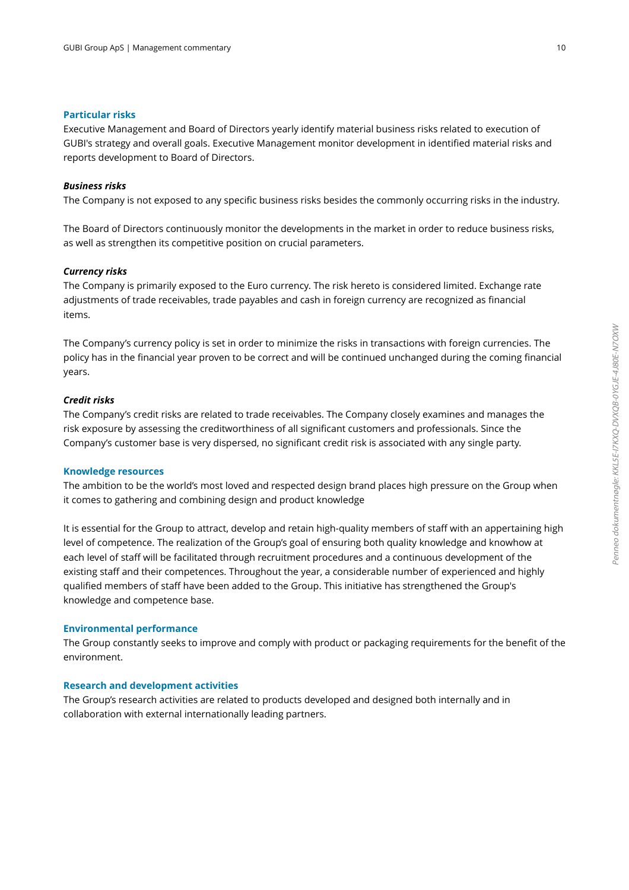## Particular risks

Executive Management and Board of Directors yearly identify material business risks related to execution of GUBI's strategy and overall goals. Executive Management monitor development in identified material risks and reports development to Board of Directors.

### *Business risks*

The Company is not exposed to any specific business risks besides the commonly occurring risks in the industry.

The Board of Directors continuously monitor the developments in the market in order to reduce business risks, as well as strengthen its competitive position on crucial parameters.

### *Currency risks*

The Company is primarily exposed to the Euro currency. The risk hereto is considered limited. Exchange rate adjustments of trade receivables, trade payables and cash in foreign currency are recognized as financial items.

The Company's currency policy is set in order to minimize the risks in transactions with foreign currencies. The policy has in the financial year proven to be correct and will be continued unchanged during the coming financial years.

### *Credit risks*

The Company's credit risks are related to trade receivables. The Company closely examines and manages the risk exposure by assessing the creditworthiness of all significant customers and professionals. Since the Company's customer base is very dispersed, no significant credit risk is associated with any single party.

## Knowledge resources

The ambition to be the world's most loved and respected design brand places high pressure on the Group when it comes to gathering and combining design and product knowledge

It is essential for the Group to attract, develop and retain high-quality members of staff with an appertaining high level of competence. The realization of the Group's goal of ensuring both quality knowledge and knowhow at each level of staff will be facilitated through recruitment procedures and a continuous development of the existing staff and their competences. Throughout the year, a considerable number of experienced and highly qualified members of staff have been added to the Group. This initiative has strengthened the Group's knowledge and competence base.

## Environmental performance

The Group constantly seeks to improve and comply with product or packaging requirements for the benefit of the environment.

## Research and development activities

The Group's research activities are related to products developed and designed both internally and in collaboration with external internationally leading partners.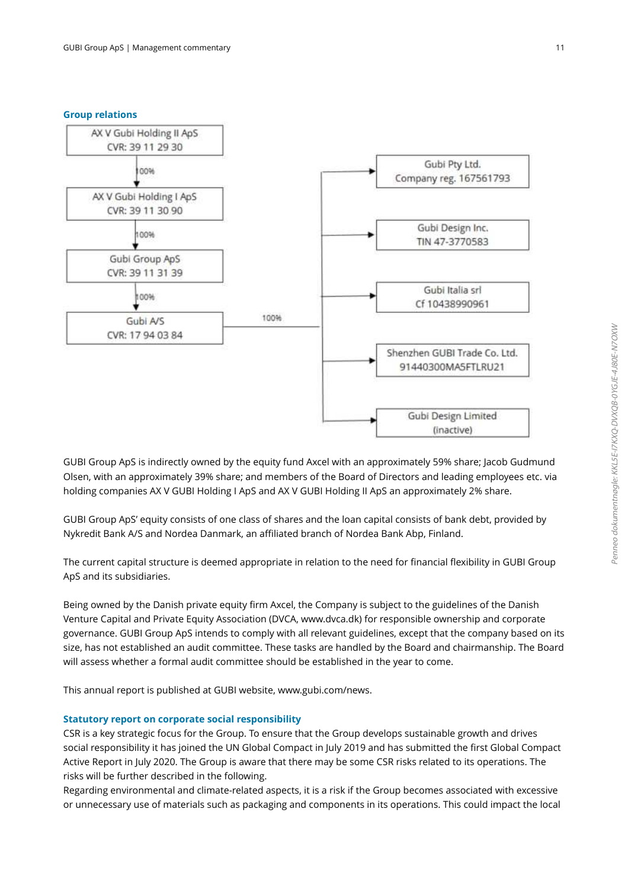### Group relations

AX V Gubi Holding II ApS
CVR: 39 11 29 30

↓ 100%

AX V Gubi Holding I ApS
CVR: 39 11 30 90

↓ 100%

Gubi Group ApS
CVR: 39 11 31 39

↓ 100%

Gubi A/S
CVR: 17 94 03 84

→ 100%

- Gubi Pty Ltd.
  Company reg. 167561793
- Gubi Design Inc.
  TIN 47-3770583
- Gubi Italia srl
  Cf 10438990961
- Shenzhen GUBI Trade Co. Ltd.
  91440300MA5FTLRU21
- Gubi Design Limited
  (inactive)

GUBI Group ApS is indirectly owned by the equity fund Axcel with an approximately 59% share; Jacob Gudmund Olsen, with an approximately 39% share; and members of the Board of Directors and leading employees etc. via holding companies AX V GUBI Holding I ApS and AX V GUBI Holding II ApS an approximately 2% share.

GUBI Group ApS' equity consists of one class of shares and the loan capital consists of bank debt, provided by Nykredit Bank A/S and Nordea Danmark, an affiliated branch of Nordea Bank Abp, Finland.

The current capital structure is deemed appropriate in relation to the need for financial flexibility in GUBI Group ApS and its subsidiaries.

Being owned by the Danish private equity firm Axcel, the Company is subject to the guidelines of the Danish Venture Capital and Private Equity Association (DVCA, www.dvca.dk) for responsible ownership and corporate governance. GUBI Group ApS intends to comply with all relevant guidelines, except that the company based on its size, has not established an audit committee. These tasks are handled by the Board and chairmanship. The Board will assess whether a formal audit committee should be established in the year to come.

This annual report is published at GUBI website, www.gubi.com/news.

### Statutory report on corporate social responsibility

CSR is a key strategic focus for the Group. To ensure that the Group develops sustainable growth and drives social responsibility it has joined the UN Global Compact in July 2019 and has submitted the first Global Compact Active Report in July 2020. The Group is aware that there may be some CSR risks related to its operations. The risks will be further described in the following.
Regarding environmental and climate-related aspects, it is a risk if the Group becomes associated with excessive or unnecessary use of materials such as packaging and components in its operations. This could impact the local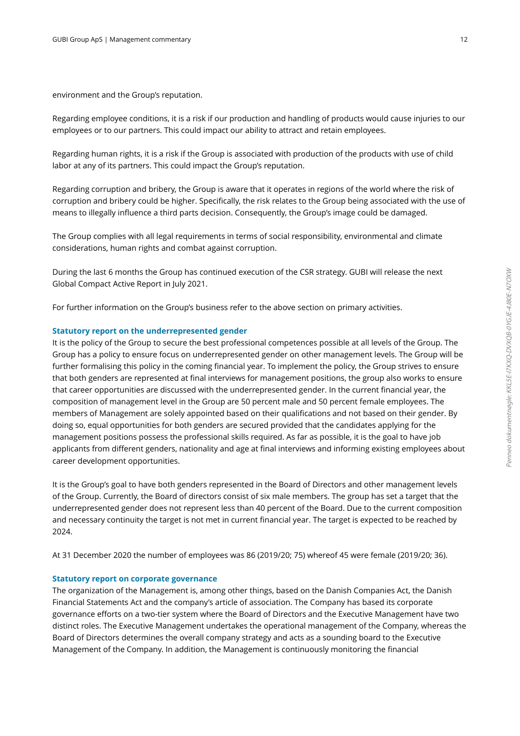environment and the Group's reputation.

Regarding employee conditions, it is a risk if our production and handling of products would cause injuries to our employees or to our partners. This could impact our ability to attract and retain employees.

Regarding human rights, it is a risk if the Group is associated with production of the products with use of child labor at any of its partners. This could impact the Group's reputation.

Regarding corruption and bribery, the Group is aware that it operates in regions of the world where the risk of corruption and bribery could be higher. Specifically, the risk relates to the Group being associated with the use of means to illegally influence a third parts decision. Consequently, the Group's image could be damaged.

The Group complies with all legal requirements in terms of social responsibility, environmental and climate considerations, human rights and combat against corruption.

During the last 6 months the Group has continued execution of the CSR strategy. GUBI will release the next Global Compact Active Report in July 2021.

For further information on the Group's business refer to the above section on primary activities.

### Statutory report on the underrepresented gender

It is the policy of the Group to secure the best professional competences possible at all levels of the Group. The Group has a policy to ensure focus on underrepresented gender on other management levels. The Group will be further formalising this policy in the coming financial year. To implement the policy, the Group strives to ensure that both genders are represented at final interviews for management positions, the group also works to ensure that career opportunities are discussed with the underrepresented gender. In the current financial year, the composition of management level in the Group are 50 percent male and 50 percent female employees. The members of Management are solely appointed based on their qualifications and not based on their gender. By doing so, equal opportunities for both genders are secured provided that the candidates applying for the management positions possess the professional skills required. As far as possible, it is the goal to have job applicants from different genders, nationality and age at final interviews and informing existing employees about career development opportunities.

It is the Group's goal to have both genders represented in the Board of Directors and other management levels of the Group. Currently, the Board of directors consist of six male members. The group has set a target that the underrepresented gender does not represent less than 40 percent of the Board. Due to the current composition and necessary continuity the target is not met in current financial year. The target is expected to be reached by 2024.

At 31 December 2020 the number of employees was 86 (2019/20; 75) whereof 45 were female (2019/20; 36).

### Statutory report on corporate governance

The organization of the Management is, among other things, based on the Danish Companies Act, the Danish Financial Statements Act and the company's article of association. The Company has based its corporate governance efforts on a two-tier system where the Board of Directors and the Executive Management have two distinct roles. The Executive Management undertakes the operational management of the Company, whereas the Board of Directors determines the overall company strategy and acts as a sounding board to the Executive Management of the Company. In addition, the Management is continuously monitoring the financial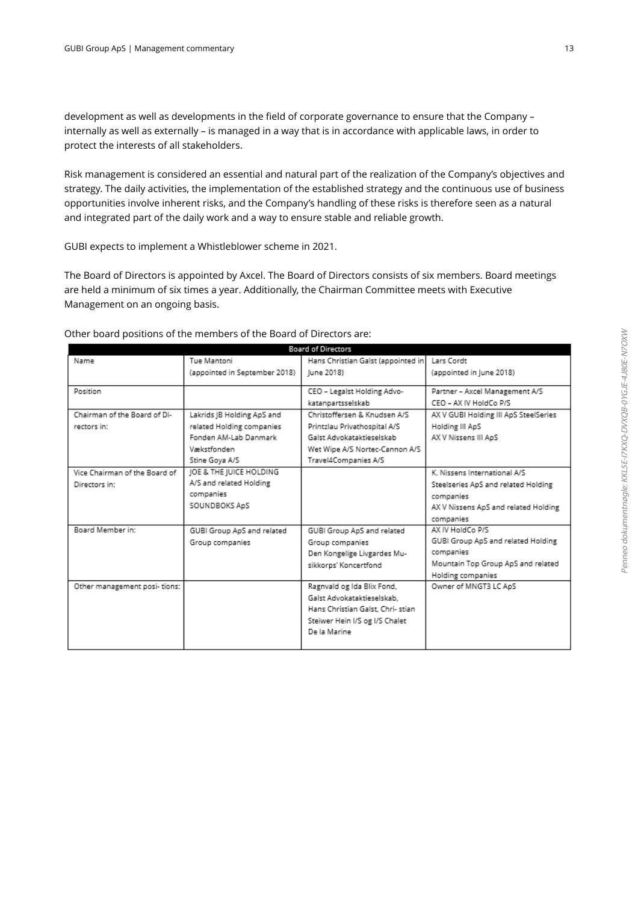development as well as developments in the field of corporate governance to ensure that the Company – internally as well as externally – is managed in a way that is in accordance with applicable laws, in order to protect the interests of all stakeholders.

Risk management is considered an essential and natural part of the realization of the Company's objectives and strategy. The daily activities, the implementation of the established strategy and the continuous use of business opportunities involve inherent risks, and the Company's handling of these risks is therefore seen as a natural and integrated part of the daily work and a way to ensure stable and reliable growth.

GUBI expects to implement a Whistleblower scheme in 2021.

The Board of Directors is appointed by Axcel. The Board of Directors consists of six members. Board meetings are held a minimum of six times a year. Additionally, the Chairman Committee meets with Executive Management on an ongoing basis.

Other board positions of the members of the Board of Directors are:

| Board of Directors | | | |
|---|---|---|---|
| Name | Tue Mantoni (appointed in September 2018) | Hans Christian Galst (appointed in June 2018) | Lars Cordt (appointed in June 2018) |
| Position | | CEO – Legalst Holding Advokatanpartsselskab | Partner – Axcel Management A/S<br>CEO – AX IV HoldCo P/S |
| Chairman of the Board of Directors in: | Lakrids JB Holding ApS and related Holding companies<br>Fonden AM-Lab Danmark<br>Vækstfonden<br>Stine Goya A/S | Christoffersen & Knudsen A/S<br>Printzlau Privathospital A/S<br>Galst Advokataktieselskab<br>Wet Wipe A/S Nortec-Cannon A/S<br>Travel4Companies A/S | AX V GUBI Holding III ApS SteelSeries Holding III ApS<br>AX V Nissens III ApS |
| Vice Chairman of the Board of Directors in: | JOE & THE JUICE HOLDING A/S and related Holding companies<br>SOUNDBOKS ApS | | K. Nissens International A/S<br>Steelseries ApS and related Holding companies<br>AX V Nissens ApS and related Holding companies |
| Board Member in: | GUBI Group ApS and related Group companies | GUBI Group ApS and related Group companies<br>Den Kongelige Livgardes Musikkorps' Koncertfond | AX IV HoldCo P/S<br>GUBI Group ApS and related Holding companies<br>Mountain Top Group ApS and related Holding companies |
| Other management positions: | | Ragnvald og Ida Blix Fond,<br>Galst Advokataktieselskab,<br>Hans Christian Galst, Christian Steiwer Hein I/S og I/S Chalet De la Marine | Owner of MNGT3 LC ApS |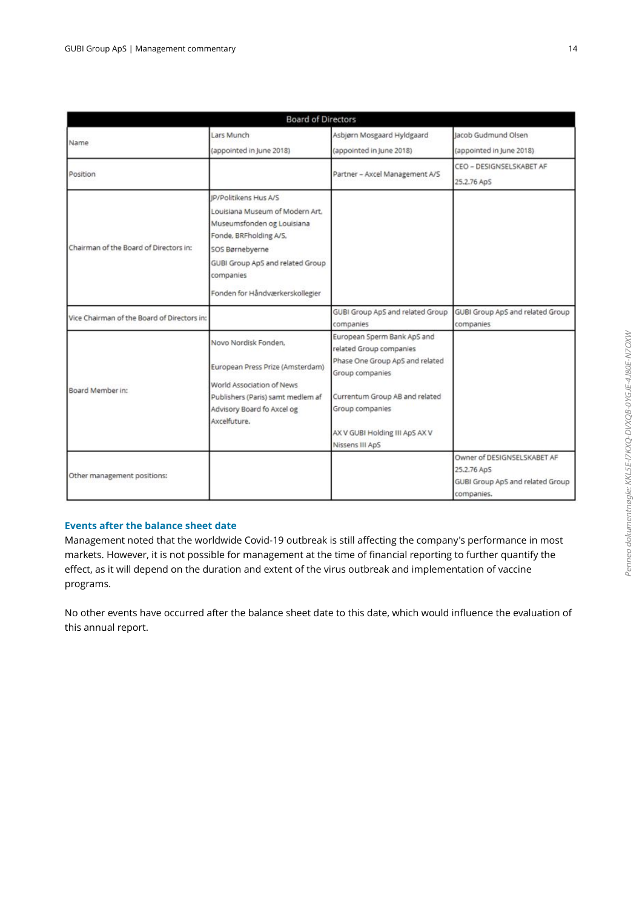| Board of Directors | | | |
|---|---|---|---|
| Name | Lars Munch (appointed in June 2018) | Asbjørn Mosgaard Hyldgaard (appointed in June 2018) | Jacob Gudmund Olsen (appointed in June 2018) |
| Position | | Partner – Axcel Management A/S | CEO – DESIGNSELSKABET AF 25.2.76 ApS |
| Chairman of the Board of Directors in: | JP/Politikens Hus A/S<br>Louisiana Museum of Modern Art, Museumsfonden og Louisiana Fonde, BRFholding A/S,<br>SOS Børnebyerne<br>GUBI Group ApS and related Group companies<br>Fonden for Håndværkerskollegier | | |
| Vice Chairman of the Board of Directors in: | | GUBI Group ApS and related Group companies | GUBI Group ApS and related Group companies |
| Board Member in: | Novo Nordisk Fonden,<br>European Press Prize (Amsterdam)<br>World Association of News Publishers (Paris) samt medlem af Advisory Board fo Axcel og Axcelfuture. | European Sperm Bank ApS and related Group companies<br>Phase One Group ApS and related Group companies<br>Currentum Group AB and related Group companies<br>AX V GUBI Holding III ApS AX V Nissens III ApS | |
| Other management positions: | | | Owner of DESIGNSELSKABET AF 25.2.76 ApS<br>GUBI Group ApS and related Group companies. |

### Events after the balance sheet date

Management noted that the worldwide Covid-19 outbreak is still affecting the company's performance in most markets. However, it is not possible for management at the time of financial reporting to further quantify the effect, as it will depend on the duration and extent of the virus outbreak and implementation of vaccine programs.

No other events have occurred after the balance sheet date to this date, which would influence the evaluation of this annual report.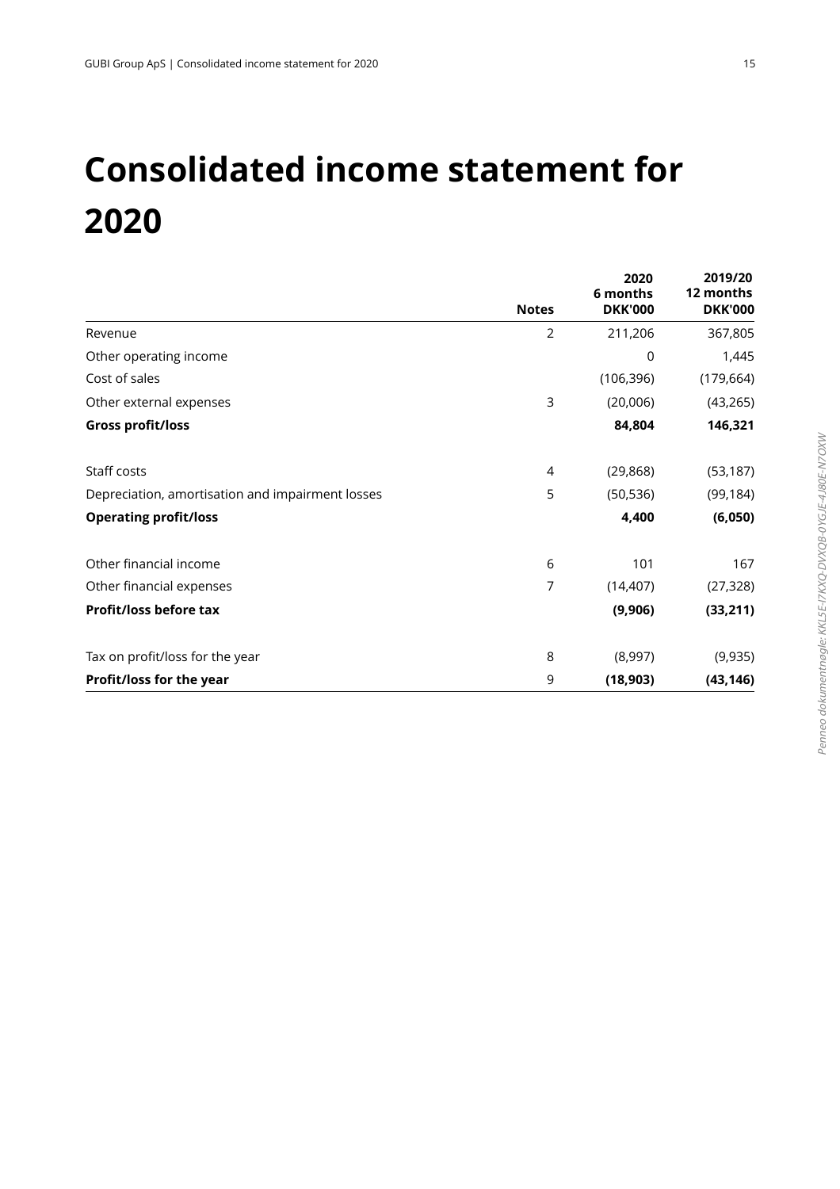# Consolidated income statement for 2020

| | Notes | 2020<br>6 months<br>DKK'000 | 2019/20<br>12 months<br>DKK'000 |
|---|---|---|---|
| Revenue | 2 | 211,206 | 367,805 |
| Other operating income | | 0 | 1,445 |
| Cost of sales | | (106,396) | (179,664) |
| Other external expenses | 3 | (20,006) | (43,265) |
| **Gross profit/loss** | | **84,804** | **146,321** |
| | | | |
| Staff costs | 4 | (29,868) | (53,187) |
| Depreciation, amortisation and impairment losses | 5 | (50,536) | (99,184) |
| **Operating profit/loss** | | **4,400** | **(6,050)** |
| | | | |
| Other financial income | 6 | 101 | 167 |
| Other financial expenses | 7 | (14,407) | (27,328) |
| **Profit/loss before tax** | | **(9,906)** | **(33,211)** |
| | | | |
| Tax on profit/loss for the year | 8 | (8,997) | (9,935) |
| **Profit/loss for the year** | 9 | **(18,903)** | **(43,146)** |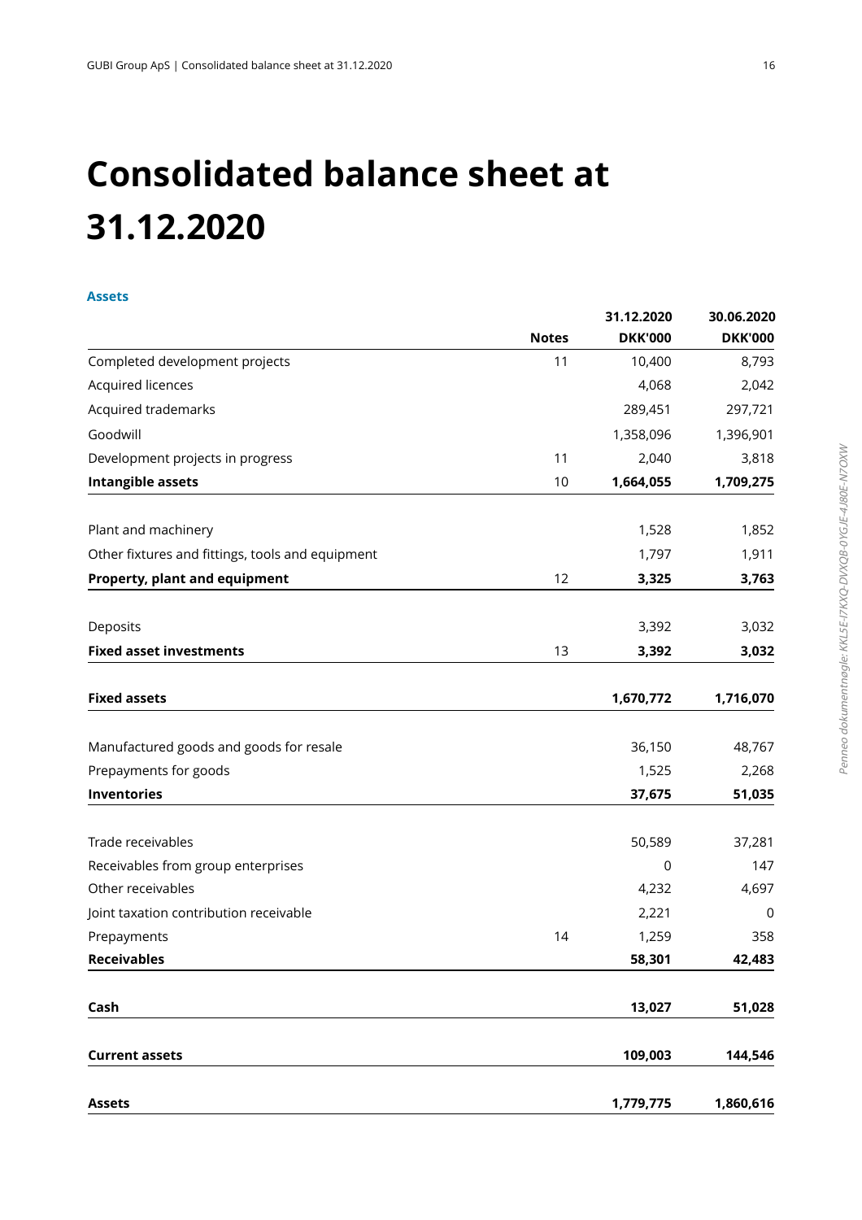# Consolidated balance sheet at 31.12.2020

### Assets

| | Notes | 31.12.2020 DKK'000 | 30.06.2020 DKK'000 |
|---|---|---|---|
| Completed development projects | 11 | 10,400 | 8,793 |
| Acquired licences | | 4,068 | 2,042 |
| Acquired trademarks | | 289,451 | 297,721 |
| Goodwill | | 1,358,096 | 1,396,901 |
| Development projects in progress | 11 | 2,040 | 3,818 |
| **Intangible assets** | 10 | **1,664,055** | **1,709,275** |
| | | | |
| Plant and machinery | | 1,528 | 1,852 |
| Other fixtures and fittings, tools and equipment | | 1,797 | 1,911 |
| **Property, plant and equipment** | 12 | **3,325** | **3,763** |
| | | | |
| Deposits | | 3,392 | 3,032 |
| **Fixed asset investments** | 13 | **3,392** | **3,032** |
| | | | |
| **Fixed assets** | | **1,670,772** | **1,716,070** |
| | | | |
| Manufactured goods and goods for resale | | 36,150 | 48,767 |
| Prepayments for goods | | 1,525 | 2,268 |
| **Inventories** | | **37,675** | **51,035** |
| | | | |
| Trade receivables | | 50,589 | 37,281 |
| Receivables from group enterprises | | 0 | 147 |
| Other receivables | | 4,232 | 4,697 |
| Joint taxation contribution receivable | | 2,221 | 0 |
| Prepayments | 14 | 1,259 | 358 |
| **Receivables** | | **58,301** | **42,483** |
| | | | |
| **Cash** | | **13,027** | **51,028** |
| | | | |
| **Current assets** | | **109,003** | **144,546** |
| | | | |
| **Assets** | | **1,779,775** | **1,860,616** |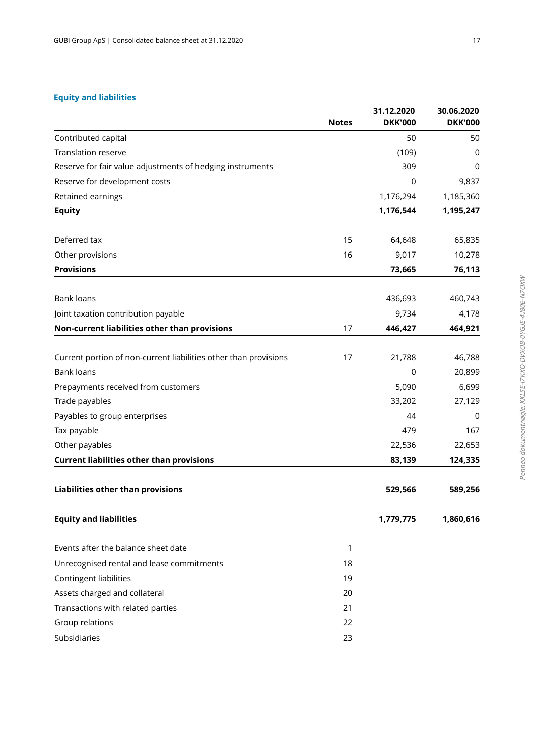## Equity and liabilities

| | Notes | 31.12.2020 DKK'000 | 30.06.2020 DKK'000 |
|---|---|---|---|
| Contributed capital | | 50 | 50 |
| Translation reserve | | (109) | 0 |
| Reserve for fair value adjustments of hedging instruments | | 309 | 0 |
| Reserve for development costs | | 0 | 9,837 |
| Retained earnings | | 1,176,294 | 1,185,360 |
| **Equity** | | **1,176,544** | **1,195,247** |
| | | | |
| Deferred tax | 15 | 64,648 | 65,835 |
| Other provisions | 16 | 9,017 | 10,278 |
| **Provisions** | | **73,665** | **76,113** |
| | | | |
| Bank loans | | 436,693 | 460,743 |
| Joint taxation contribution payable | | 9,734 | 4,178 |
| **Non-current liabilities other than provisions** | 17 | **446,427** | **464,921** |
| | | | |
| Current portion of non-current liabilities other than provisions | 17 | 21,788 | 46,788 |
| Bank loans | | 0 | 20,899 |
| Prepayments received from customers | | 5,090 | 6,699 |
| Trade payables | | 33,202 | 27,129 |
| Payables to group enterprises | | 44 | 0 |
| Tax payable | | 479 | 167 |
| Other payables | | 22,536 | 22,653 |
| **Current liabilities other than provisions** | | **83,139** | **124,335** |
| | | | |
| **Liabilities other than provisions** | | **529,566** | **589,256** |
| | | | |
| **Equity and liabilities** | | **1,779,775** | **1,860,616** |
| | | | |
| Events after the balance sheet date | 1 | | |
| Unrecognised rental and lease commitments | 18 | | |
| Contingent liabilities | 19 | | |
| Assets charged and collateral | 20 | | |
| Transactions with related parties | 21 | | |
| Group relations | 22 | | |
| Subsidiaries | 23 | | |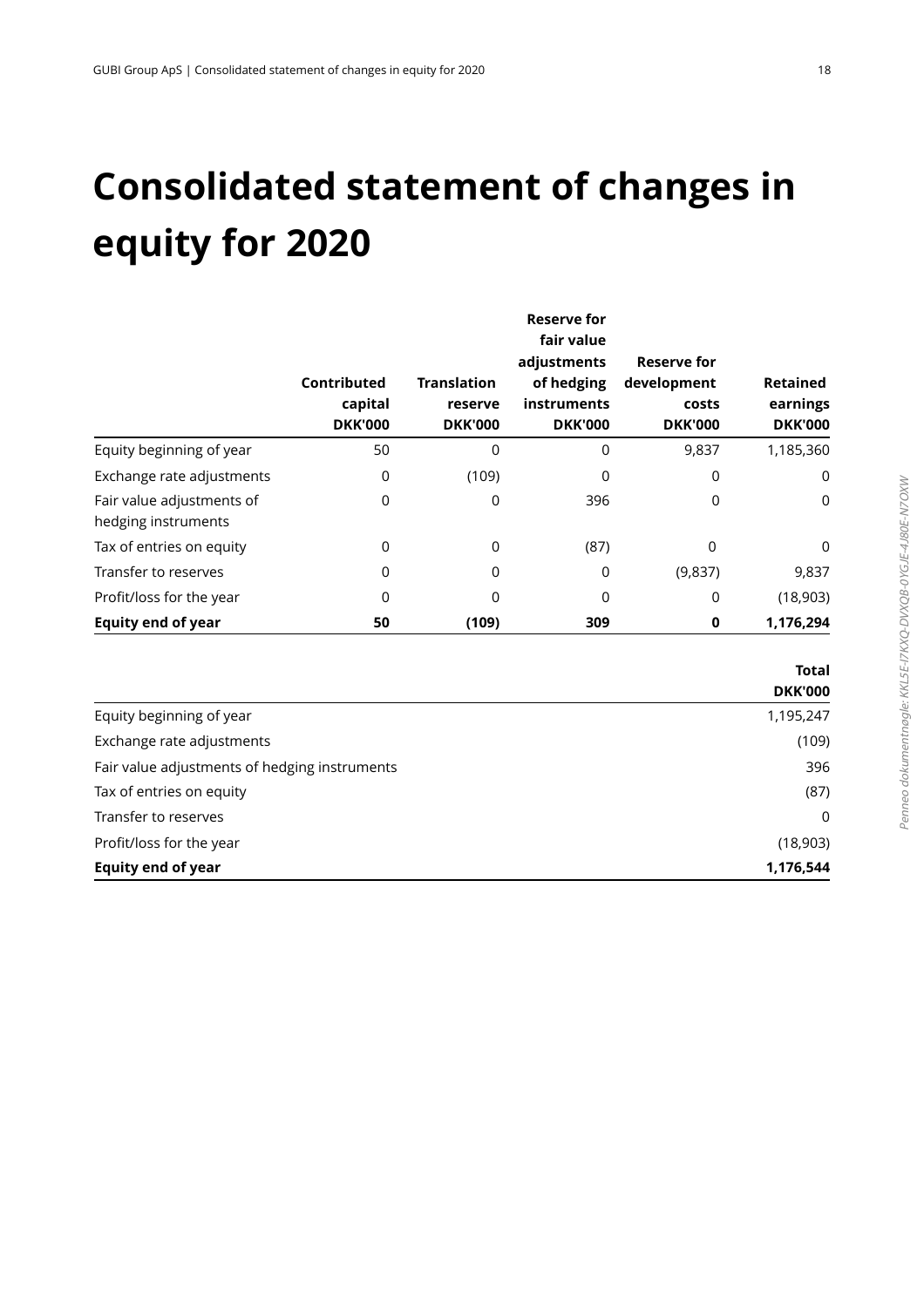# Consolidated statement of changes in equity for 2020

| | Contributed capital DKK'000 | Translation reserve DKK'000 | Reserve for fair value adjustments of hedging instruments DKK'000 | Reserve for development costs DKK'000 | Retained earnings DKK'000 |
|---|---|---|---|---|---|
| Equity beginning of year | 50 | 0 | 0 | 9,837 | 1,185,360 |
| Exchange rate adjustments | 0 | (109) | 0 | 0 | 0 |
| Fair value adjustments of hedging instruments | 0 | 0 | 396 | 0 | 0 |
| Tax of entries on equity | 0 | 0 | (87) | 0 | 0 |
| Transfer to reserves | 0 | 0 | 0 | (9,837) | 9,837 |
| Profit/loss for the year | 0 | 0 | 0 | 0 | (18,903) |
| **Equity end of year** | **50** | **(109)** | **309** | **0** | **1,176,294** |

| | Total DKK'000 |
|---|---|
| Equity beginning of year | 1,195,247 |
| Exchange rate adjustments | (109) |
| Fair value adjustments of hedging instruments | 396 |
| Tax of entries on equity | (87) |
| Transfer to reserves | 0 |
| Profit/loss for the year | (18,903) |
| **Equity end of year** | **1,176,544** |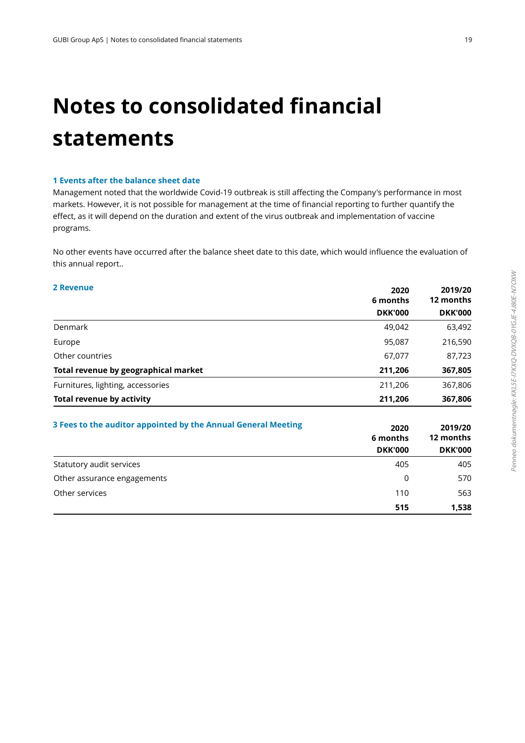# Notes to consolidated financial statements

### 1 Events after the balance sheet date

Management noted that the worldwide Covid-19 outbreak is still affecting the Company's performance in most markets. However, it is not possible for management at the time of financial reporting to further quantify the effect, as it will depend on the duration and extent of the virus outbreak and implementation of vaccine programs.

No other events have occurred after the balance sheet date to this date, which would influence the evaluation of this annual report..

### 2 Revenue

| | 2020 6 months DKK'000 | 2019/20 12 months DKK'000 |
|---|---|---|
| Denmark | 49,042 | 63,492 |
| Europe | 95,087 | 216,590 |
| Other countries | 67,077 | 87,723 |
| **Total revenue by geographical market** | **211,206** | **367,805** |
| Furnitures, lighting, accessories | 211,206 | 367,806 |
| **Total revenue by activity** | **211,206** | **367,806** |

### 3 Fees to the auditor appointed by the Annual General Meeting

| | 2020 6 months DKK'000 | 2019/20 12 months DKK'000 |
|---|---|---|
| Statutory audit services | 405 | 405 |
| Other assurance engagements | 0 | 570 |
| Other services | 110 | 563 |
| | **515** | **1,538** |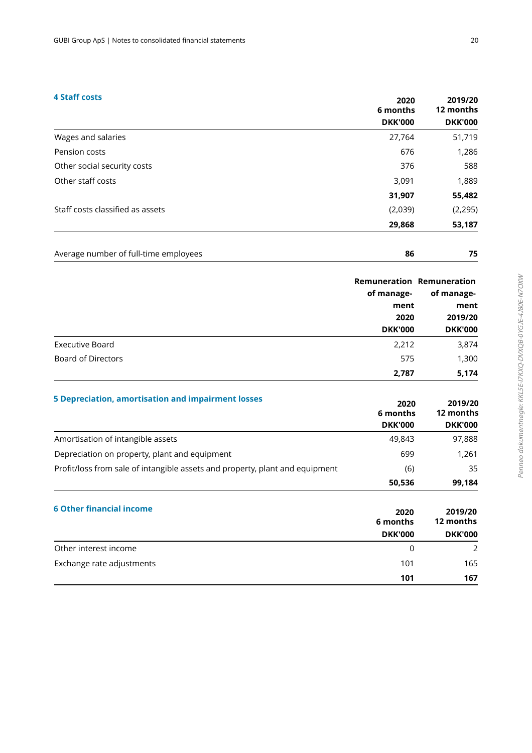## 4 Staff costs

| | 2020 6 months DKK'000 | 2019/20 12 months DKK'000 |
|---|---|---|
| Wages and salaries | 27,764 | 51,719 |
| Pension costs | 676 | 1,286 |
| Other social security costs | 376 | 588 |
| Other staff costs | 3,091 | 1,889 |
| | **31,907** | **55,482** |
| Staff costs classified as assets | (2,039) | (2,295) |
| | **29,868** | **53,187** |

| | | |
|---|---|---|
| Average number of full-time employees | **86** | **75** |

| | Remuneration of management 2020 DKK'000 | Remuneration of management 2019/20 DKK'000 |
|---|---|---|
| Executive Board | 2,212 | 3,874 |
| Board of Directors | 575 | 1,300 |
| | **2,787** | **5,174** |

## 5 Depreciation, amortisation and impairment losses

| | 2020 6 months DKK'000 | 2019/20 12 months DKK'000 |
|---|---|---|
| Amortisation of intangible assets | 49,843 | 97,888 |
| Depreciation on property, plant and equipment | 699 | 1,261 |
| Profit/loss from sale of intangible assets and property, plant and equipment | (6) | 35 |
| | **50,536** | **99,184** |

## 6 Other financial income

| | 2020 6 months DKK'000 | 2019/20 12 months DKK'000 |
|---|---|---|
| Other interest income | 0 | 2 |
| Exchange rate adjustments | 101 | 165 |
| | **101** | **167** |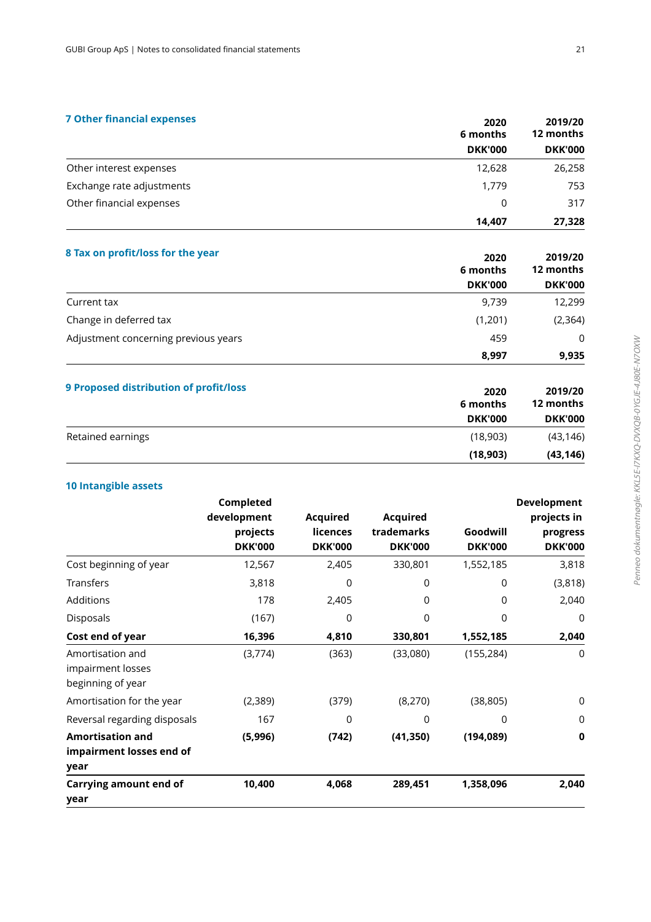## 7 Other financial expenses

| | 2020 6 months DKK'000 | 2019/20 12 months DKK'000 |
|---|---|---|
| Other interest expenses | 12,628 | 26,258 |
| Exchange rate adjustments | 1,779 | 753 |
| Other financial expenses | 0 | 317 |
| | **14,407** | **27,328** |

## 8 Tax on profit/loss for the year

| | 2020 6 months DKK'000 | 2019/20 12 months DKK'000 |
|---|---|---|
| Current tax | 9,739 | 12,299 |
| Change in deferred tax | (1,201) | (2,364) |
| Adjustment concerning previous years | 459 | 0 |
| | **8,997** | **9,935** |

## 9 Proposed distribution of profit/loss

| | 2020 6 months DKK'000 | 2019/20 12 months DKK'000 |
|---|---|---|
| Retained earnings | (18,903) | (43,146) |
| | **(18,903)** | **(43,146)** |

## 10 Intangible assets

| | Completed development projects DKK'000 | Acquired licences DKK'000 | Acquired trademarks DKK'000 | Goodwill DKK'000 | Development projects in progress DKK'000 |
|---|---|---|---|---|---|
| Cost beginning of year | 12,567 | 2,405 | 330,801 | 1,552,185 | 3,818 |
| Transfers | 3,818 | 0 | 0 | 0 | (3,818) |
| Additions | 178 | 2,405 | 0 | 0 | 2,040 |
| Disposals | (167) | 0 | 0 | 0 | 0 |
| **Cost end of year** | **16,396** | **4,810** | **330,801** | **1,552,185** | **2,040** |
| Amortisation and impairment losses beginning of year | (3,774) | (363) | (33,080) | (155,284) | 0 |
| Amortisation for the year | (2,389) | (379) | (8,270) | (38,805) | 0 |
| Reversal regarding disposals | 167 | 0 | 0 | 0 | 0 |
| **Amortisation and impairment losses end of year** | **(5,996)** | **(742)** | **(41,350)** | **(194,089)** | **0** |
| **Carrying amount end of year** | **10,400** | **4,068** | **289,451** | **1,358,096** | **2,040** |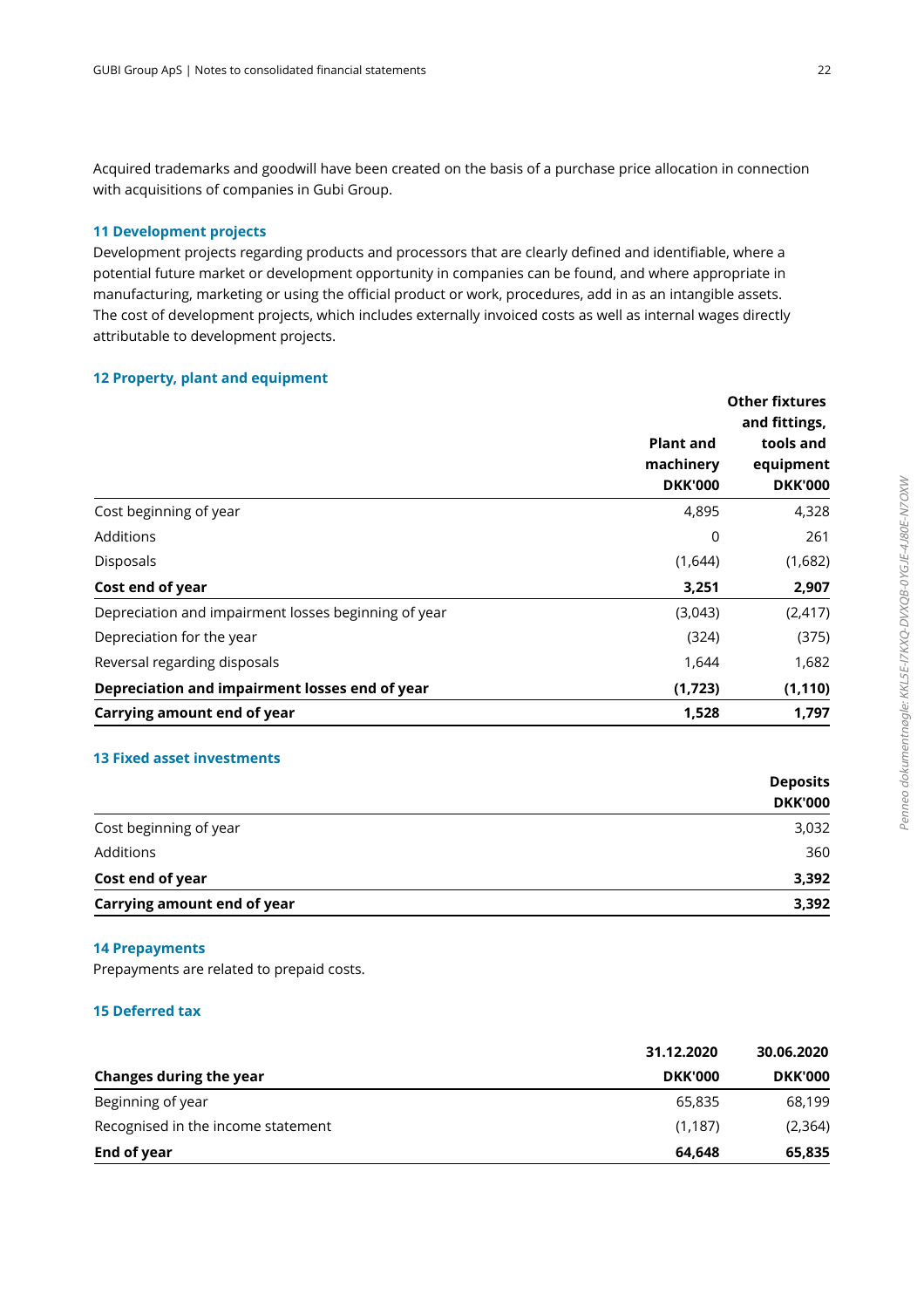Acquired trademarks and goodwill have been created on the basis of a purchase price allocation in connection with acquisitions of companies in Gubi Group.

## 11 Development projects

Development projects regarding products and processors that are clearly defined and identifiable, where a potential future market or development opportunity in companies can be found, and where appropriate in manufacturing, marketing or using the official product or work, procedures, add in as an intangible assets. The cost of development projects, which includes externally invoiced costs as well as internal wages directly attributable to development projects.

## 12 Property, plant and equipment

| | Plant and machinery DKK'000 | Other fixtures and fittings, tools and equipment DKK'000 |
|---|---|---|
| Cost beginning of year | 4,895 | 4,328 |
| Additions | 0 | 261 |
| Disposals | (1,644) | (1,682) |
| **Cost end of year** | **3,251** | **2,907** |
| Depreciation and impairment losses beginning of year | (3,043) | (2,417) |
| Depreciation for the year | (324) | (375) |
| Reversal regarding disposals | 1,644 | 1,682 |
| **Depreciation and impairment losses end of year** | **(1,723)** | **(1,110)** |
| **Carrying amount end of year** | **1,528** | **1,797** |

## 13 Fixed asset investments

| | Deposits DKK'000 |
|---|---|
| Cost beginning of year | 3,032 |
| Additions | 360 |
| **Cost end of year** | **3,392** |
| **Carrying amount end of year** | **3,392** |

## 14 Prepayments

Prepayments are related to prepaid costs.

## 15 Deferred tax

| **Changes during the year** | 31.12.2020 DKK'000 | 30.06.2020 DKK'000 |
|---|---|---|
| Beginning of year | 65,835 | 68,199 |
| Recognised in the income statement | (1,187) | (2,364) |
| **End of year** | **64,648** | **65,835** |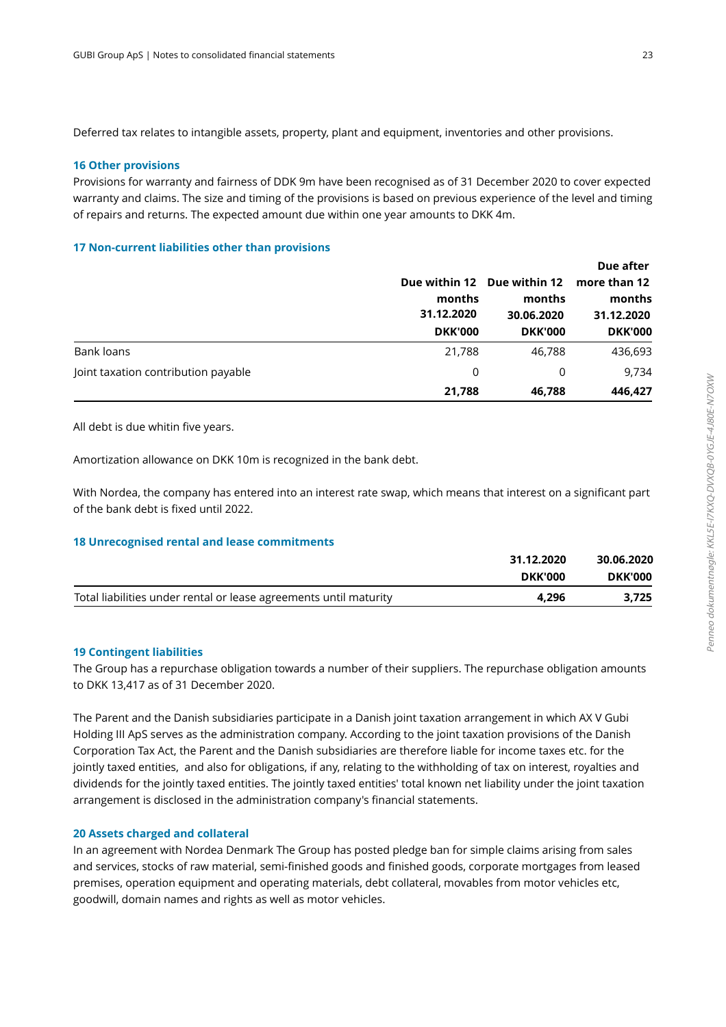Deferred tax relates to intangible assets, property, plant and equipment, inventories and other provisions.

### 16 Other provisions

Provisions for warranty and fairness of DDK 9m have been recognised as of 31 December 2020 to cover expected warranty and claims. The size and timing of the provisions is based on previous experience of the level and timing of repairs and returns. The expected amount due within one year amounts to DKK 4m.

### 17 Non-current liabilities other than provisions

| | Due within 12 months 31.12.2020 DKK'000 | Due within 12 months 30.06.2020 DKK'000 | Due after more than 12 months 31.12.2020 DKK'000 |
|---|---|---|---|
| Bank loans | 21,788 | 46,788 | 436,693 |
| Joint taxation contribution payable | 0 | 0 | 9,734 |
| | **21,788** | **46,788** | **446,427** |

All debt is due whitin five years.

Amortization allowance on DKK 10m is recognized in the bank debt.

With Nordea, the company has entered into an interest rate swap, which means that interest on a significant part of the bank debt is fixed until 2022.

### 18 Unrecognised rental and lease commitments

| | 31.12.2020 DKK'000 | 30.06.2020 DKK'000 |
|---|---|---|
| Total liabilities under rental or lease agreements until maturity | **4,296** | **3,725** |

### 19 Contingent liabilities

The Group has a repurchase obligation towards a number of their suppliers. The repurchase obligation amounts to DKK 13,417 as of 31 December 2020.

The Parent and the Danish subsidiaries participate in a Danish joint taxation arrangement in which AX V Gubi Holding III ApS serves as the administration company. According to the joint taxation provisions of the Danish Corporation Tax Act, the Parent and the Danish subsidiaries are therefore liable for income taxes etc. for the jointly taxed entities, and also for obligations, if any, relating to the withholding of tax on interest, royalties and dividends for the jointly taxed entities. The jointly taxed entities' total known net liability under the joint taxation arrangement is disclosed in the administration company's financial statements.

### 20 Assets charged and collateral

In an agreement with Nordea Denmark The Group has posted pledge ban for simple claims arising from sales and services, stocks of raw material, semi-finished goods and finished goods, corporate mortgages from leased premises, operation equipment and operating materials, debt collateral, movables from motor vehicles etc, goodwill, domain names and rights as well as motor vehicles.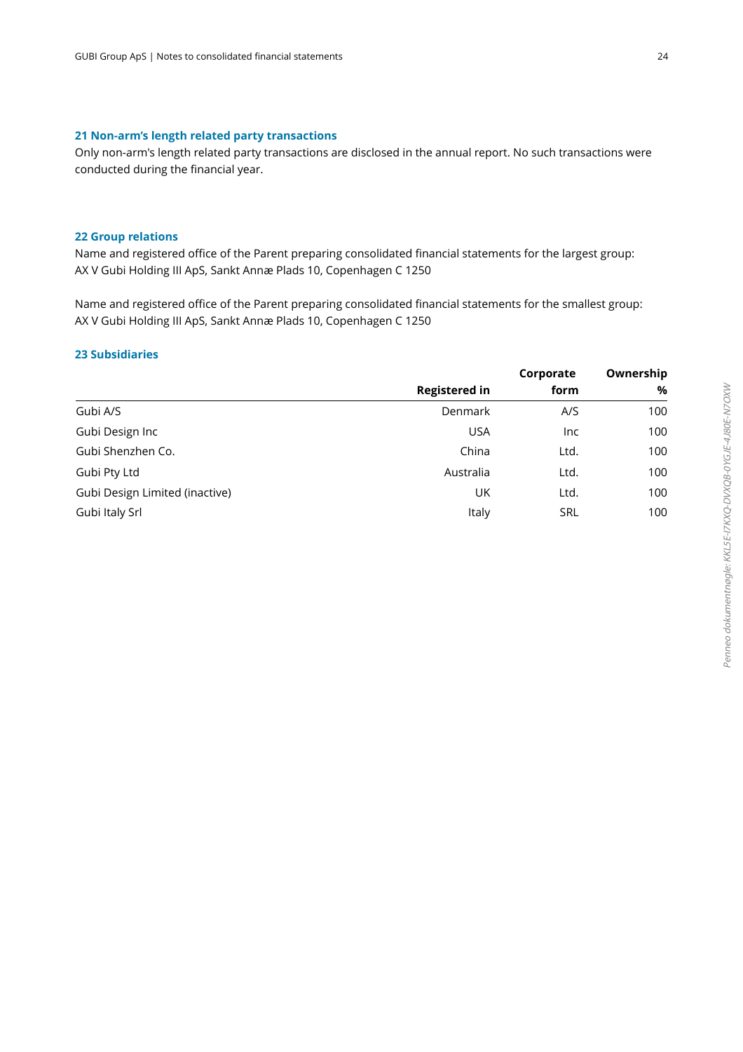## 21 Non-arm's length related party transactions

Only non-arm's length related party transactions are disclosed in the annual report. No such transactions were conducted during the financial year.

## 22 Group relations

Name and registered office of the Parent preparing consolidated financial statements for the largest group:
AX V Gubi Holding III ApS, Sankt Annæ Plads 10, Copenhagen C 1250

Name and registered office of the Parent preparing consolidated financial statements for the smallest group:
AX V Gubi Holding III ApS, Sankt Annæ Plads 10, Copenhagen C 1250

## 23 Subsidiaries

| | Registered in | Corporate form | Ownership % |
|---|---|---|---|
| Gubi A/S | Denmark | A/S | 100 |
| Gubi Design Inc | USA | Inc | 100 |
| Gubi Shenzhen Co. | China | Ltd. | 100 |
| Gubi Pty Ltd | Australia | Ltd. | 100 |
| Gubi Design Limited (inactive) | UK | Ltd. | 100 |
| Gubi Italy Srl | Italy | SRL | 100 |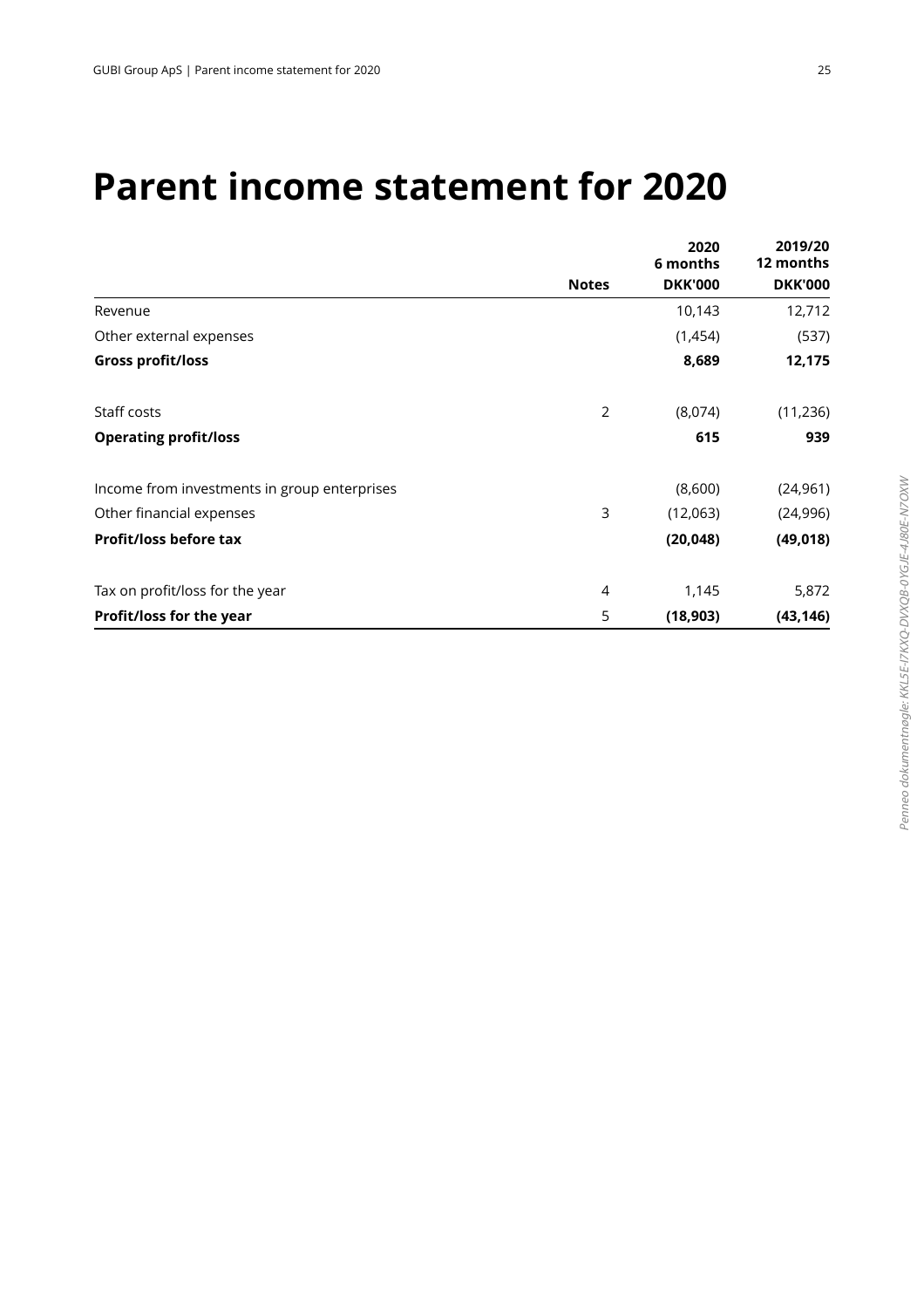# Parent income statement for 2020

| | Notes | 2020 6 months DKK'000 | 2019/20 12 months DKK'000 |
|---|---|---|---|
| Revenue | | 10,143 | 12,712 |
| Other external expenses | | (1,454) | (537) |
| **Gross profit/loss** | | **8,689** | **12,175** |
| Staff costs | 2 | (8,074) | (11,236) |
| **Operating profit/loss** | | **615** | **939** |
| Income from investments in group enterprises | | (8,600) | (24,961) |
| Other financial expenses | 3 | (12,063) | (24,996) |
| **Profit/loss before tax** | | **(20,048)** | **(49,018)** |
| Tax on profit/loss for the year | 4 | 1,145 | 5,872 |
| **Profit/loss for the year** | 5 | **(18,903)** | **(43,146)** |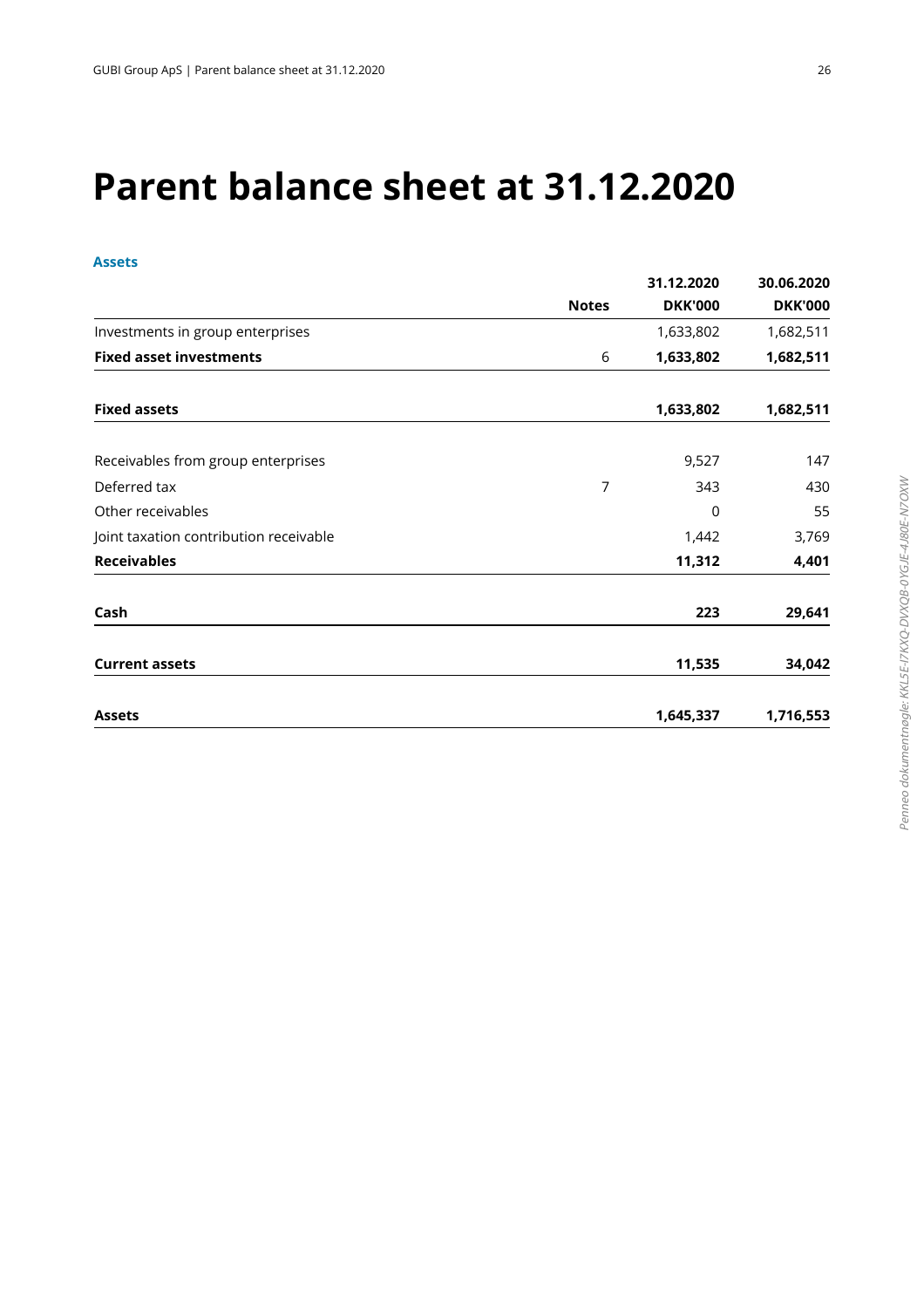# Parent balance sheet at 31.12.2020

## Assets

| | Notes | 31.12.2020 DKK'000 | 30.06.2020 DKK'000 |
|---|---|---|---|
| Investments in group enterprises | | 1,633,802 | 1,682,511 |
| **Fixed asset investments** | 6 | **1,633,802** | **1,682,511** |
| | | | |
| **Fixed assets** | | **1,633,802** | **1,682,511** |
| | | | |
| Receivables from group enterprises | | 9,527 | 147 |
| Deferred tax | 7 | 343 | 430 |
| Other receivables | | 0 | 55 |
| Joint taxation contribution receivable | | 1,442 | 3,769 |
| **Receivables** | | **11,312** | **4,401** |
| | | | |
| **Cash** | | **223** | **29,641** |
| | | | |
| **Current assets** | | **11,535** | **34,042** |
| | | | |
| **Assets** | | **1,645,337** | **1,716,553** |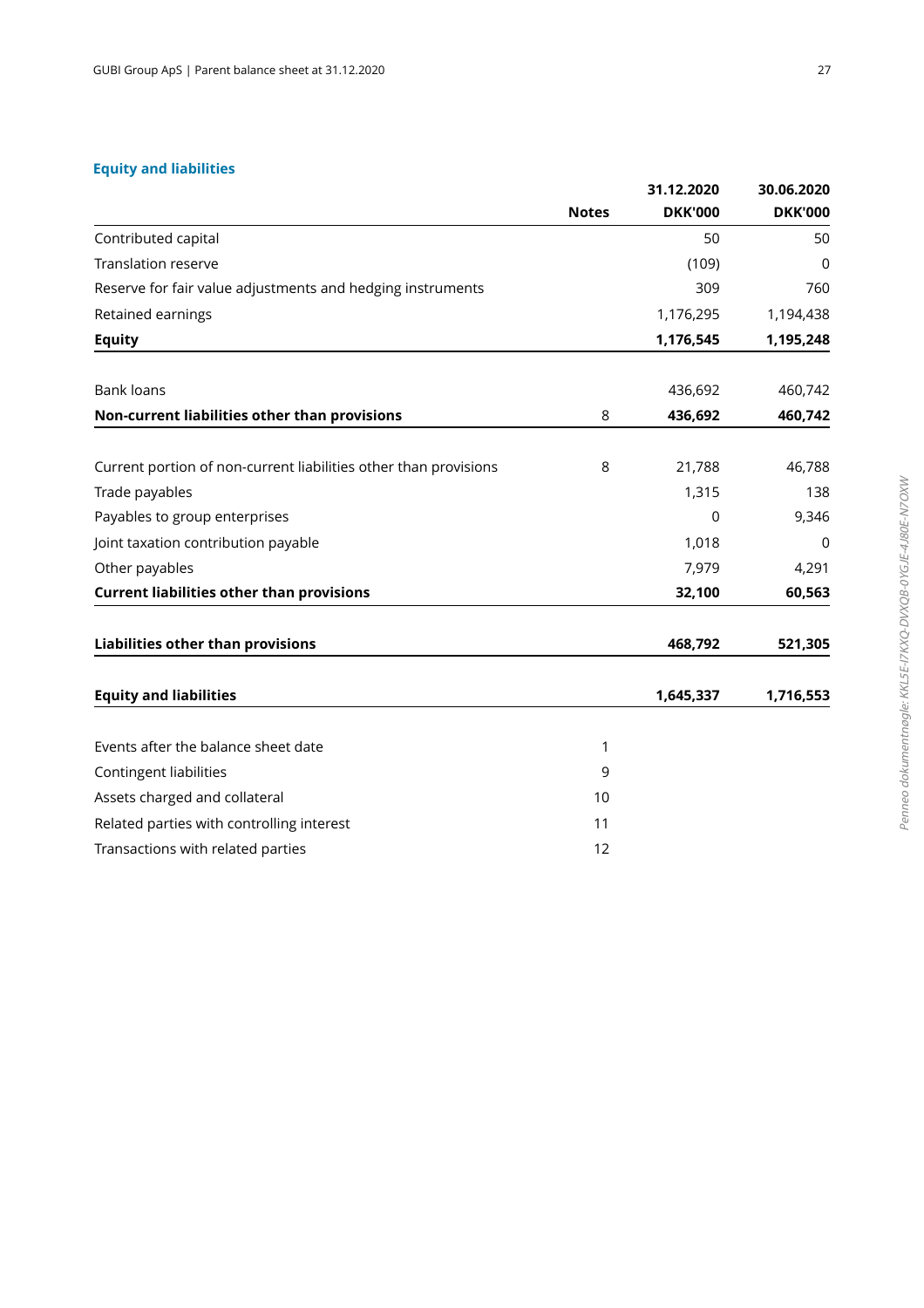## Equity and liabilities

| | Notes | 31.12.2020 DKK'000 | 30.06.2020 DKK'000 |
|---|---|---|---|
| Contributed capital | | 50 | 50 |
| Translation reserve | | (109) | 0 |
| Reserve for fair value adjustments and hedging instruments | | 309 | 760 |
| Retained earnings | | 1,176,295 | 1,194,438 |
| **Equity** | | **1,176,545** | **1,195,248** |
| | | | |
| Bank loans | | 436,692 | 460,742 |
| **Non-current liabilities other than provisions** | 8 | **436,692** | **460,742** |
| | | | |
| Current portion of non-current liabilities other than provisions | 8 | 21,788 | 46,788 |
| Trade payables | | 1,315 | 138 |
| Payables to group enterprises | | 0 | 9,346 |
| Joint taxation contribution payable | | 1,018 | 0 |
| Other payables | | 7,979 | 4,291 |
| **Current liabilities other than provisions** | | **32,100** | **60,563** |
| | | | |
| **Liabilities other than provisions** | | **468,792** | **521,305** |
| | | | |
| **Equity and liabilities** | | **1,645,337** | **1,716,553** |
| | | | |
| Events after the balance sheet date | 1 | | |
| Contingent liabilities | 9 | | |
| Assets charged and collateral | 10 | | |
| Related parties with controlling interest | 11 | | |
| Transactions with related parties | 12 | | |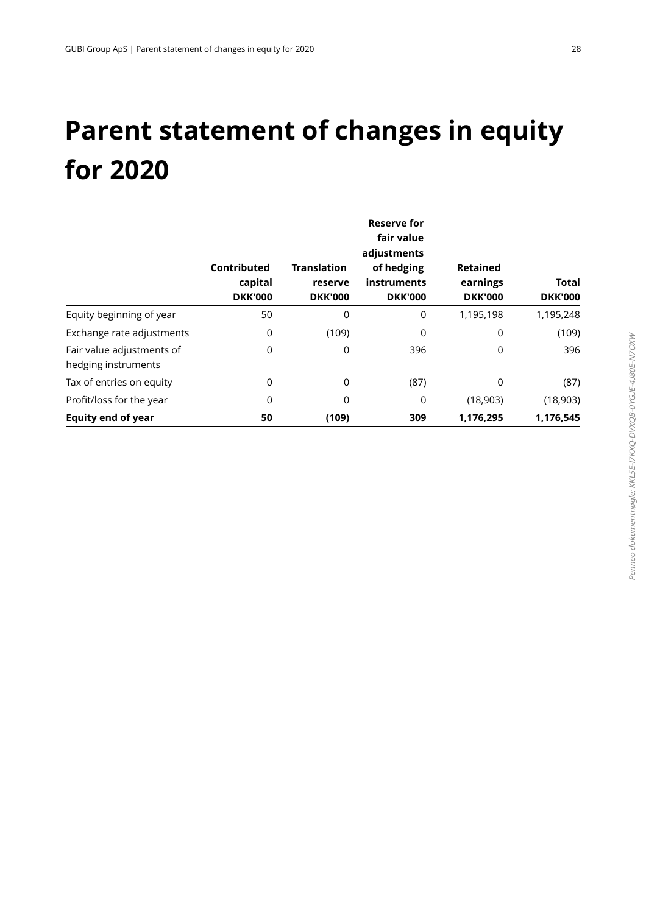# Parent statement of changes in equity for 2020

| | Contributed capital DKK'000 | Translation reserve DKK'000 | Reserve for fair value adjustments of hedging instruments DKK'000 | Retained earnings DKK'000 | Total DKK'000 |
|---|---|---|---|---|---|
| Equity beginning of year | 50 | 0 | 0 | 1,195,198 | 1,195,248 |
| Exchange rate adjustments | 0 | (109) | 0 | 0 | (109) |
| Fair value adjustments of hedging instruments | 0 | 0 | 396 | 0 | 396 |
| Tax of entries on equity | 0 | 0 | (87) | 0 | (87) |
| Profit/loss for the year | 0 | 0 | 0 | (18,903) | (18,903) |
| **Equity end of year** | **50** | **(109)** | **309** | **1,176,295** | **1,176,545** |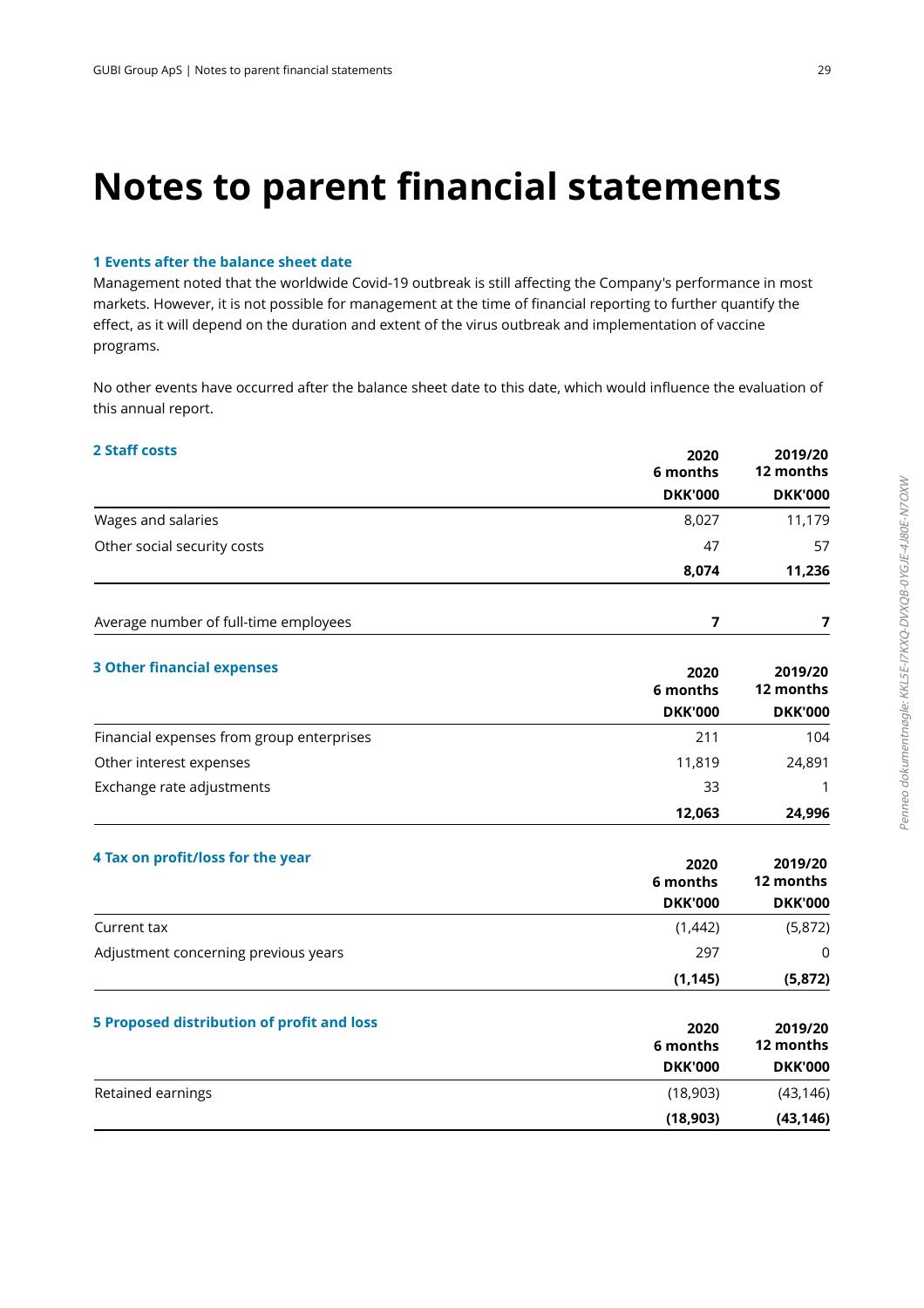# Notes to parent financial statements

### 1 Events after the balance sheet date

Management noted that the worldwide Covid-19 outbreak is still affecting the Company's performance in most markets. However, it is not possible for management at the time of financial reporting to further quantify the effect, as it will depend on the duration and extent of the virus outbreak and implementation of vaccine programs.

No other events have occurred after the balance sheet date to this date, which would influence the evaluation of this annual report.

### 2 Staff costs

| | 2020 6 months DKK'000 | 2019/20 12 months DKK'000 |
|---|---|---|
| Wages and salaries | 8,027 | 11,179 |
| Other social security costs | 47 | 57 |
| | **8,074** | **11,236** |
| Average number of full-time employees | **7** | **7** |

### 3 Other financial expenses

| | 2020 6 months DKK'000 | 2019/20 12 months DKK'000 |
|---|---|---|
| Financial expenses from group enterprises | 211 | 104 |
| Other interest expenses | 11,819 | 24,891 |
| Exchange rate adjustments | 33 | 1 |
| | **12,063** | **24,996** |

### 4 Tax on profit/loss for the year

| | 2020 6 months DKK'000 | 2019/20 12 months DKK'000 |
|---|---|---|
| Current tax | (1,442) | (5,872) |
| Adjustment concerning previous years | 297 | 0 |
| | **(1,145)** | **(5,872)** |

### 5 Proposed distribution of profit and loss

| | 2020 6 months DKK'000 | 2019/20 12 months DKK'000 |
|---|---|---|
| Retained earnings | (18,903) | (43,146) |
| | **(18,903)** | **(43,146)** |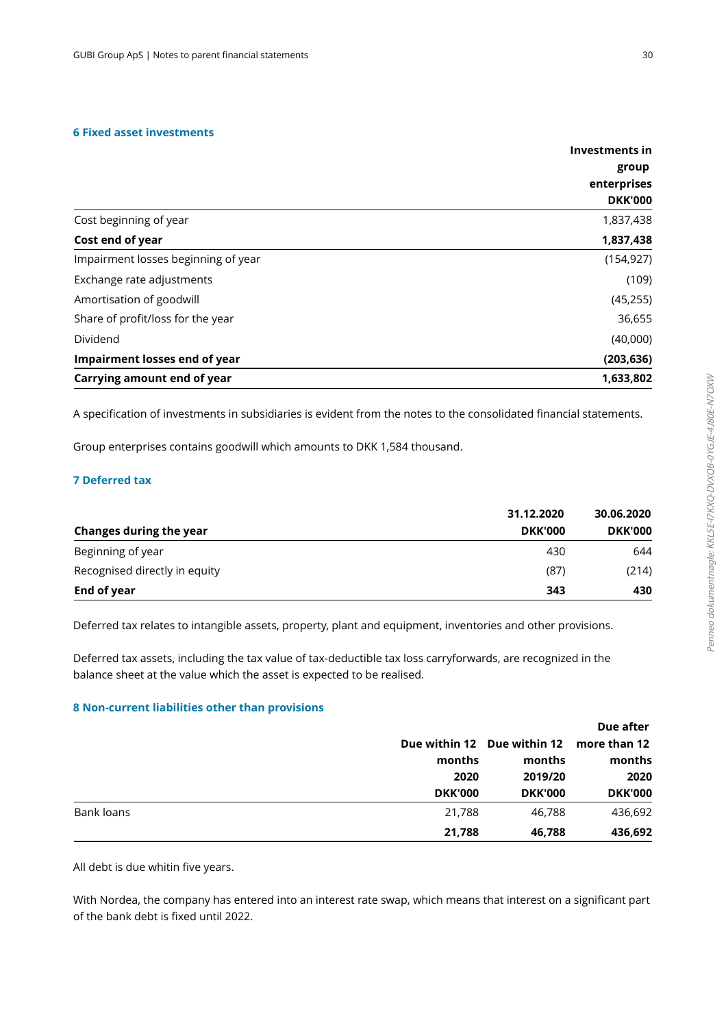### 6 Fixed asset investments

| | Investments in group enterprises DKK'000 |
|---|---|
| Cost beginning of year | 1,837,438 |
| **Cost end of year** | **1,837,438** |
| Impairment losses beginning of year | (154,927) |
| Exchange rate adjustments | (109) |
| Amortisation of goodwill | (45,255) |
| Share of profit/loss for the year | 36,655 |
| Dividend | (40,000) |
| **Impairment losses end of year** | **(203,636)** |
| **Carrying amount end of year** | **1,633,802** |

A specification of investments in subsidiaries is evident from the notes to the consolidated financial statements.

Group enterprises contains goodwill which amounts to DKK 1,584 thousand.

### 7 Deferred tax

| Changes during the year | 31.12.2020 DKK'000 | 30.06.2020 DKK'000 |
|---|---|---|
| Beginning of year | 430 | 644 |
| Recognised directly in equity | (87) | (214) |
| **End of year** | **343** | **430** |

Deferred tax relates to intangible assets, property, plant and equipment, inventories and other provisions.

Deferred tax assets, including the tax value of tax-deductible tax loss carryforwards, are recognized in the balance sheet at the value which the asset is expected to be realised.

### 8 Non-current liabilities other than provisions

| | Due within 12 months 2020 DKK'000 | Due within 12 months 2019/20 DKK'000 | Due after more than 12 months 2020 DKK'000 |
|---|---|---|---|
| Bank loans | 21,788 | 46,788 | 436,692 |
| | **21,788** | **46,788** | **436,692** |

All debt is due whitin five years.

With Nordea, the company has entered into an interest rate swap, which means that interest on a significant part of the bank debt is fixed until 2022.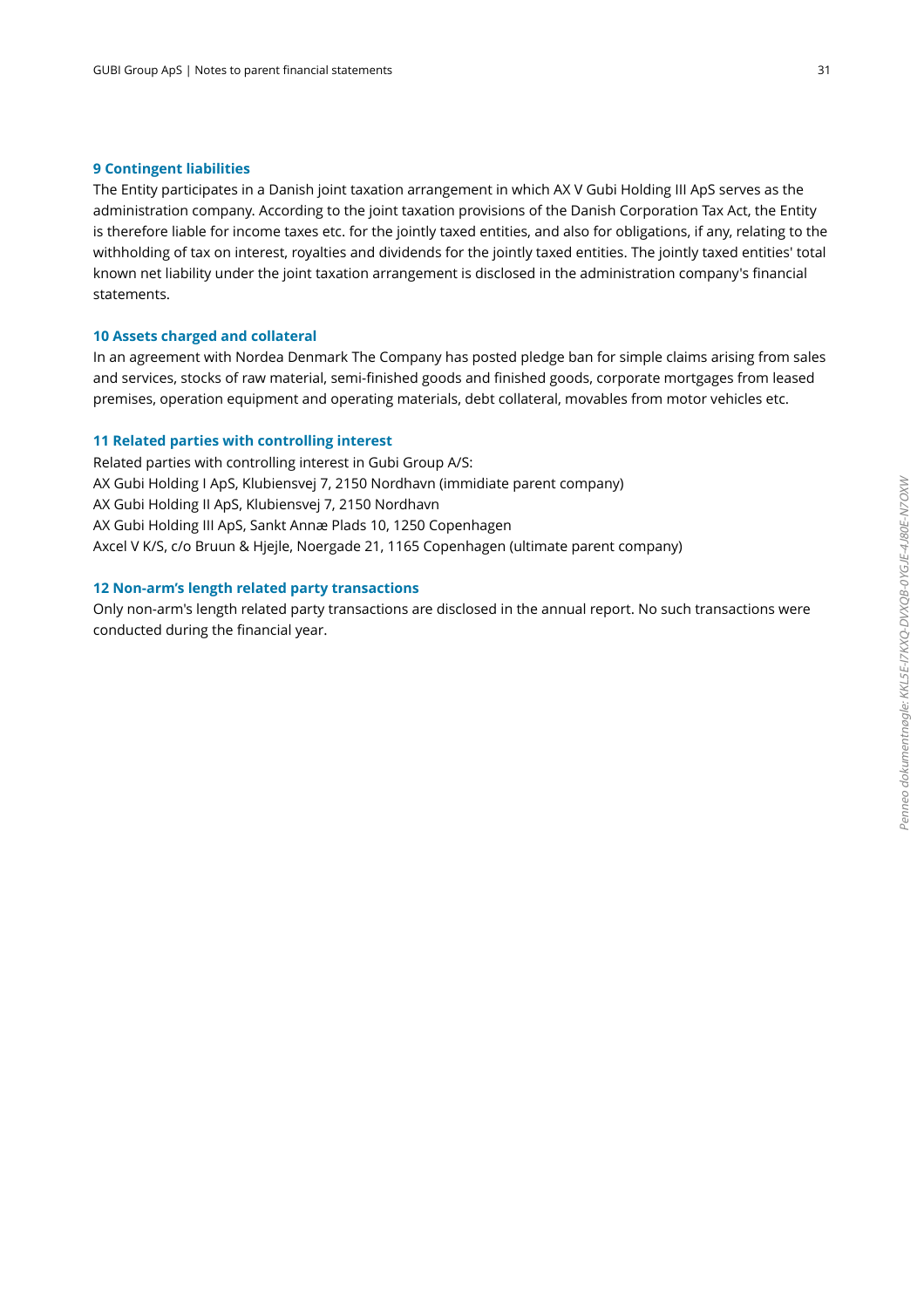### 9 Contingent liabilities

The Entity participates in a Danish joint taxation arrangement in which AX V Gubi Holding III ApS serves as the administration company. According to the joint taxation provisions of the Danish Corporation Tax Act, the Entity is therefore liable for income taxes etc. for the jointly taxed entities, and also for obligations, if any, relating to the withholding of tax on interest, royalties and dividends for the jointly taxed entities. The jointly taxed entities' total known net liability under the joint taxation arrangement is disclosed in the administration company's financial statements.

### 10 Assets charged and collateral

In an agreement with Nordea Denmark The Company has posted pledge ban for simple claims arising from sales and services, stocks of raw material, semi-finished goods and finished goods, corporate mortgages from leased premises, operation equipment and operating materials, debt collateral, movables from motor vehicles etc.

### 11 Related parties with controlling interest

Related parties with controlling interest in Gubi Group A/S:
AX Gubi Holding I ApS, Klubiensvej 7, 2150 Nordhavn (immidiate parent company)
AX Gubi Holding II ApS, Klubiensvej 7, 2150 Nordhavn
AX Gubi Holding III ApS, Sankt Annæ Plads 10, 1250 Copenhagen
Axcel V K/S, c/o Bruun & Hjejle, Noergade 21, 1165 Copenhagen (ultimate parent company)

### 12 Non-arm's length related party transactions

Only non-arm's length related party transactions are disclosed in the annual report. No such transactions were conducted during the financial year.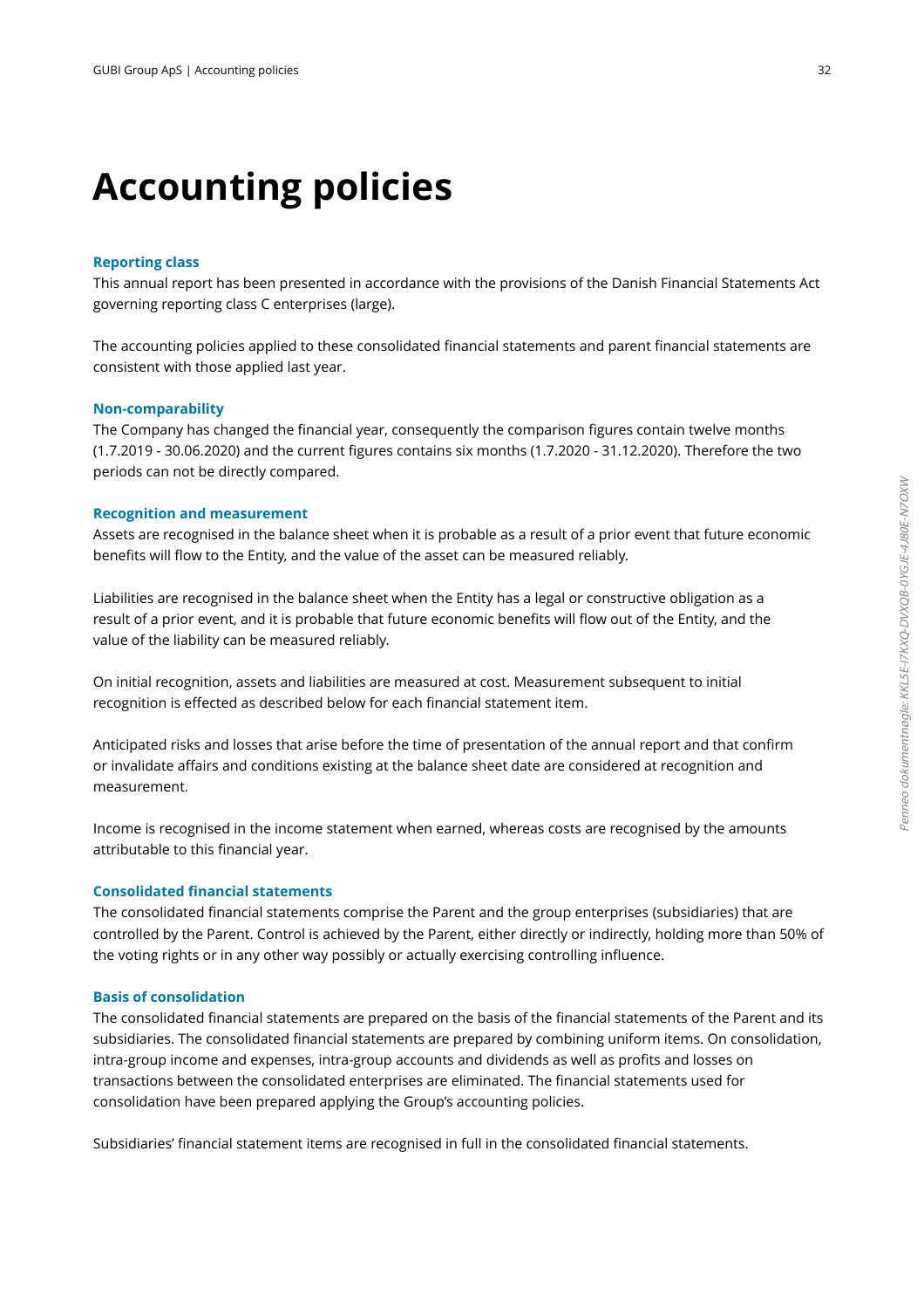# Accounting policies

### Reporting class

This annual report has been presented in accordance with the provisions of the Danish Financial Statements Act governing reporting class C enterprises (large).

The accounting policies applied to these consolidated financial statements and parent financial statements are consistent with those applied last year.

### Non-comparability

The Company has changed the financial year, consequently the comparison figures contain twelve months (1.7.2019 - 30.06.2020) and the current figures contains six months (1.7.2020 - 31.12.2020). Therefore the two periods can not be directly compared.

### Recognition and measurement

Assets are recognised in the balance sheet when it is probable as a result of a prior event that future economic benefits will flow to the Entity, and the value of the asset can be measured reliably.

Liabilities are recognised in the balance sheet when the Entity has a legal or constructive obligation as a result of a prior event, and it is probable that future economic benefits will flow out of the Entity, and the value of the liability can be measured reliably.

On initial recognition, assets and liabilities are measured at cost. Measurement subsequent to initial recognition is effected as described below for each financial statement item.

Anticipated risks and losses that arise before the time of presentation of the annual report and that confirm or invalidate affairs and conditions existing at the balance sheet date are considered at recognition and measurement.

Income is recognised in the income statement when earned, whereas costs are recognised by the amounts attributable to this financial year.

### Consolidated financial statements

The consolidated financial statements comprise the Parent and the group enterprises (subsidiaries) that are controlled by the Parent. Control is achieved by the Parent, either directly or indirectly, holding more than 50% of the voting rights or in any other way possibly or actually exercising controlling influence.

### Basis of consolidation

The consolidated financial statements are prepared on the basis of the financial statements of the Parent and its subsidiaries. The consolidated financial statements are prepared by combining uniform items. On consolidation, intra-group income and expenses, intra-group accounts and dividends as well as profits and losses on transactions between the consolidated enterprises are eliminated. The financial statements used for consolidation have been prepared applying the Group's accounting policies.

Subsidiaries' financial statement items are recognised in full in the consolidated financial statements.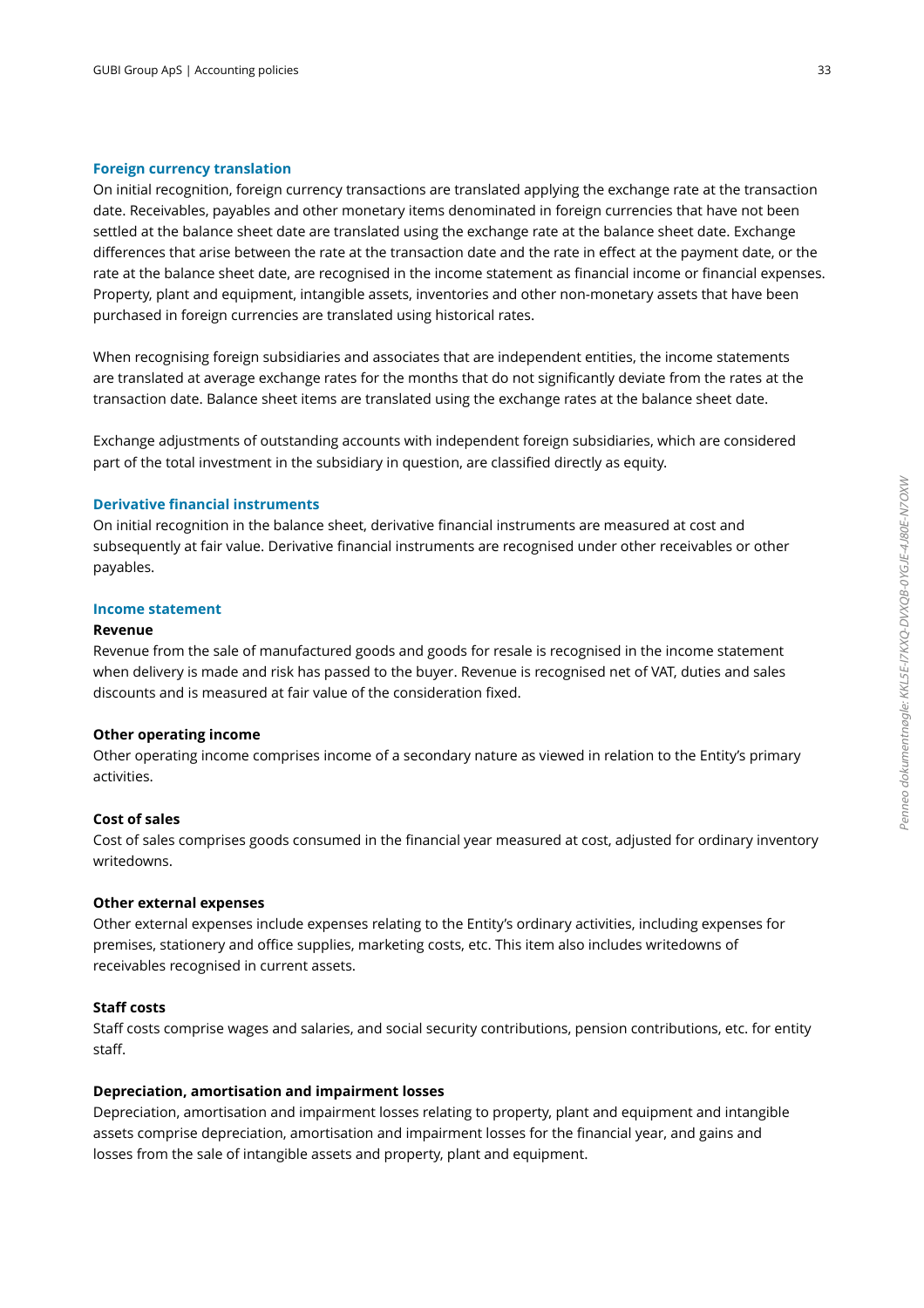### Foreign currency translation

On initial recognition, foreign currency transactions are translated applying the exchange rate at the transaction date. Receivables, payables and other monetary items denominated in foreign currencies that have not been settled at the balance sheet date are translated using the exchange rate at the balance sheet date. Exchange differences that arise between the rate at the transaction date and the rate in effect at the payment date, or the rate at the balance sheet date, are recognised in the income statement as financial income or financial expenses. Property, plant and equipment, intangible assets, inventories and other non-monetary assets that have been purchased in foreign currencies are translated using historical rates.

When recognising foreign subsidiaries and associates that are independent entities, the income statements are translated at average exchange rates for the months that do not significantly deviate from the rates at the transaction date. Balance sheet items are translated using the exchange rates at the balance sheet date.

Exchange adjustments of outstanding accounts with independent foreign subsidiaries, which are considered part of the total investment in the subsidiary in question, are classified directly as equity.

### Derivative financial instruments

On initial recognition in the balance sheet, derivative financial instruments are measured at cost and subsequently at fair value. Derivative financial instruments are recognised under other receivables or other payables.

### Income statement

**Revenue**

Revenue from the sale of manufactured goods and goods for resale is recognised in the income statement when delivery is made and risk has passed to the buyer. Revenue is recognised net of VAT, duties and sales discounts and is measured at fair value of the consideration fixed.

**Other operating income**

Other operating income comprises income of a secondary nature as viewed in relation to the Entity's primary activities.

**Cost of sales**

Cost of sales comprises goods consumed in the financial year measured at cost, adjusted for ordinary inventory writedowns.

**Other external expenses**

Other external expenses include expenses relating to the Entity's ordinary activities, including expenses for premises, stationery and office supplies, marketing costs, etc. This item also includes writedowns of receivables recognised in current assets.

**Staff costs**

Staff costs comprise wages and salaries, and social security contributions, pension contributions, etc. for entity staff.

**Depreciation, amortisation and impairment losses**

Depreciation, amortisation and impairment losses relating to property, plant and equipment and intangible assets comprise depreciation, amortisation and impairment losses for the financial year, and gains and losses from the sale of intangible assets and property, plant and equipment.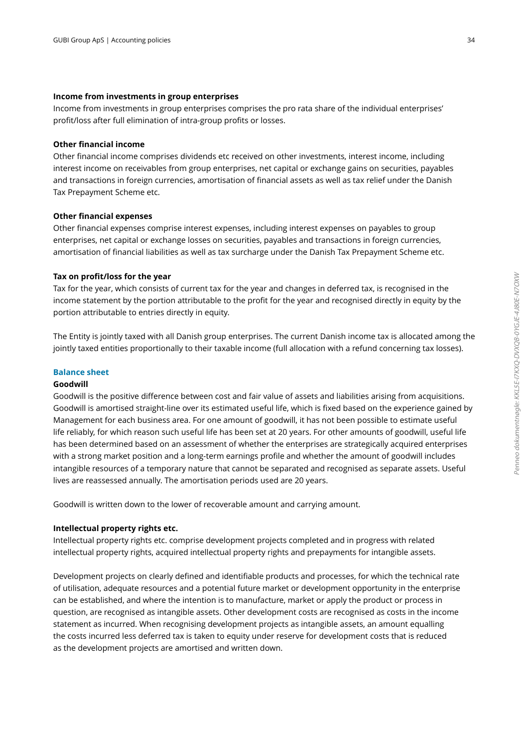**Income from investments in group enterprises**

Income from investments in group enterprises comprises the pro rata share of the individual enterprises' profit/loss after full elimination of intra-group profits or losses.

**Other financial income**

Other financial income comprises dividends etc received on other investments, interest income, including interest income on receivables from group enterprises, net capital or exchange gains on securities, payables and transactions in foreign currencies, amortisation of financial assets as well as tax relief under the Danish Tax Prepayment Scheme etc.

**Other financial expenses**

Other financial expenses comprise interest expenses, including interest expenses on payables to group enterprises, net capital or exchange losses on securities, payables and transactions in foreign currencies, amortisation of financial liabilities as well as tax surcharge under the Danish Tax Prepayment Scheme etc.

**Tax on profit/loss for the year**

Tax for the year, which consists of current tax for the year and changes in deferred tax, is recognised in the income statement by the portion attributable to the profit for the year and recognised directly in equity by the portion attributable to entries directly in equity.

The Entity is jointly taxed with all Danish group enterprises. The current Danish income tax is allocated among the jointly taxed entities proportionally to their taxable income (full allocation with a refund concerning tax losses).

## Balance sheet

**Goodwill**

Goodwill is the positive difference between cost and fair value of assets and liabilities arising from acquisitions. Goodwill is amortised straight-line over its estimated useful life, which is fixed based on the experience gained by Management for each business area. For one amount of goodwill, it has not been possible to estimate useful life reliably, for which reason such useful life has been set at 20 years. For other amounts of goodwill, useful life has been determined based on an assessment of whether the enterprises are strategically acquired enterprises with a strong market position and a long-term earnings profile and whether the amount of goodwill includes intangible resources of a temporary nature that cannot be separated and recognised as separate assets. Useful lives are reassessed annually. The amortisation periods used are 20 years.

Goodwill is written down to the lower of recoverable amount and carrying amount.

**Intellectual property rights etc.**

Intellectual property rights etc. comprise development projects completed and in progress with related intellectual property rights, acquired intellectual property rights and prepayments for intangible assets.

Development projects on clearly defined and identifiable products and processes, for which the technical rate of utilisation, adequate resources and a potential future market or development opportunity in the enterprise can be established, and where the intention is to manufacture, market or apply the product or process in question, are recognised as intangible assets. Other development costs are recognised as costs in the income statement as incurred. When recognising development projects as intangible assets, an amount equalling the costs incurred less deferred tax is taken to equity under reserve for development costs that is reduced as the development projects are amortised and written down.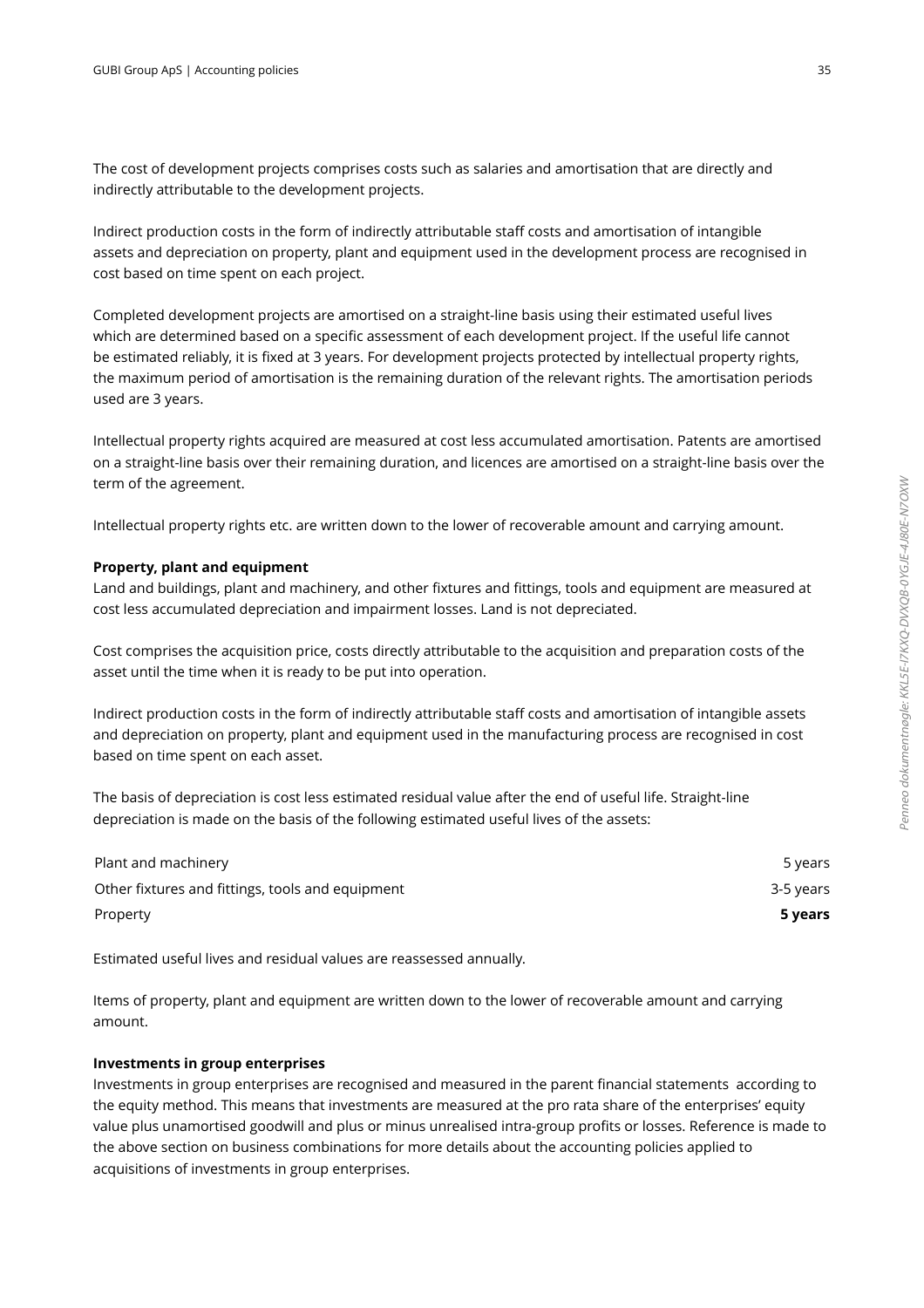The cost of development projects comprises costs such as salaries and amortisation that are directly and indirectly attributable to the development projects.

Indirect production costs in the form of indirectly attributable staff costs and amortisation of intangible assets and depreciation on property, plant and equipment used in the development process are recognised in cost based on time spent on each project.

Completed development projects are amortised on a straight-line basis using their estimated useful lives which are determined based on a specific assessment of each development project. If the useful life cannot be estimated reliably, it is fixed at 3 years. For development projects protected by intellectual property rights, the maximum period of amortisation is the remaining duration of the relevant rights. The amortisation periods used are 3 years.

Intellectual property rights acquired are measured at cost less accumulated amortisation. Patents are amortised on a straight-line basis over their remaining duration, and licences are amortised on a straight-line basis over the term of the agreement.

Intellectual property rights etc. are written down to the lower of recoverable amount and carrying amount.

**Property, plant and equipment**

Land and buildings, plant and machinery, and other fixtures and fittings, tools and equipment are measured at cost less accumulated depreciation and impairment losses. Land is not depreciated.

Cost comprises the acquisition price, costs directly attributable to the acquisition and preparation costs of the asset until the time when it is ready to be put into operation.

Indirect production costs in the form of indirectly attributable staff costs and amortisation of intangible assets and depreciation on property, plant and equipment used in the manufacturing process are recognised in cost based on time spent on each asset.

The basis of depreciation is cost less estimated residual value after the end of useful life. Straight-line depreciation is made on the basis of the following estimated useful lives of the assets:

| | |
|---|---|
| Plant and machinery | 5 years |
| Other fixtures and fittings, tools and equipment | 3-5 years |
| Property | **5 years** |

Estimated useful lives and residual values are reassessed annually.

Items of property, plant and equipment are written down to the lower of recoverable amount and carrying amount.

**Investments in group enterprises**

Investments in group enterprises are recognised and measured in the parent financial statements according to the equity method. This means that investments are measured at the pro rata share of the enterprises' equity value plus unamortised goodwill and plus or minus unrealised intra-group profits or losses. Reference is made to the above section on business combinations for more details about the accounting policies applied to acquisitions of investments in group enterprises.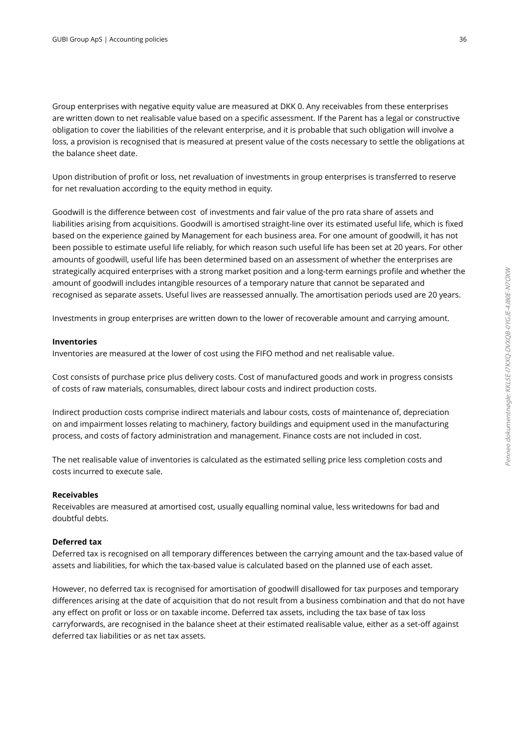Group enterprises with negative equity value are measured at DKK 0. Any receivables from these enterprises are written down to net realisable value based on a specific assessment. If the Parent has a legal or constructive obligation to cover the liabilities of the relevant enterprise, and it is probable that such obligation will involve a loss, a provision is recognised that is measured at present value of the costs necessary to settle the obligations at the balance sheet date.

Upon distribution of profit or loss, net revaluation of investments in group enterprises is transferred to reserve for net revaluation according to the equity method in equity.

Goodwill is the difference between cost of investments and fair value of the pro rata share of assets and liabilities arising from acquisitions. Goodwill is amortised straight-line over its estimated useful life, which is fixed based on the experience gained by Management for each business area. For one amount of goodwill, it has not been possible to estimate useful life reliably, for which reason such useful life has been set at 20 years. For other amounts of goodwill, useful life has been determined based on an assessment of whether the enterprises are strategically acquired enterprises with a strong market position and a long-term earnings profile and whether the amount of goodwill includes intangible resources of a temporary nature that cannot be separated and recognised as separate assets. Useful lives are reassessed annually. The amortisation periods used are 20 years.

Investments in group enterprises are written down to the lower of recoverable amount and carrying amount.

**Inventories**

Inventories are measured at the lower of cost using the FIFO method and net realisable value.

Cost consists of purchase price plus delivery costs. Cost of manufactured goods and work in progress consists of costs of raw materials, consumables, direct labour costs and indirect production costs.

Indirect production costs comprise indirect materials and labour costs, costs of maintenance of, depreciation on and impairment losses relating to machinery, factory buildings and equipment used in the manufacturing process, and costs of factory administration and management. Finance costs are not included in cost.

The net realisable value of inventories is calculated as the estimated selling price less completion costs and costs incurred to execute sale.

**Receivables**

Receivables are measured at amortised cost, usually equalling nominal value, less writedowns for bad and doubtful debts.

**Deferred tax**

Deferred tax is recognised on all temporary differences between the carrying amount and the tax-based value of assets and liabilities, for which the tax-based value is calculated based on the planned use of each asset.

However, no deferred tax is recognised for amortisation of goodwill disallowed for tax purposes and temporary differences arising at the date of acquisition that do not result from a business combination and that do not have any effect on profit or loss or on taxable income. Deferred tax assets, including the tax base of tax loss carryforwards, are recognised in the balance sheet at their estimated realisable value, either as a set-off against deferred tax liabilities or as net tax assets.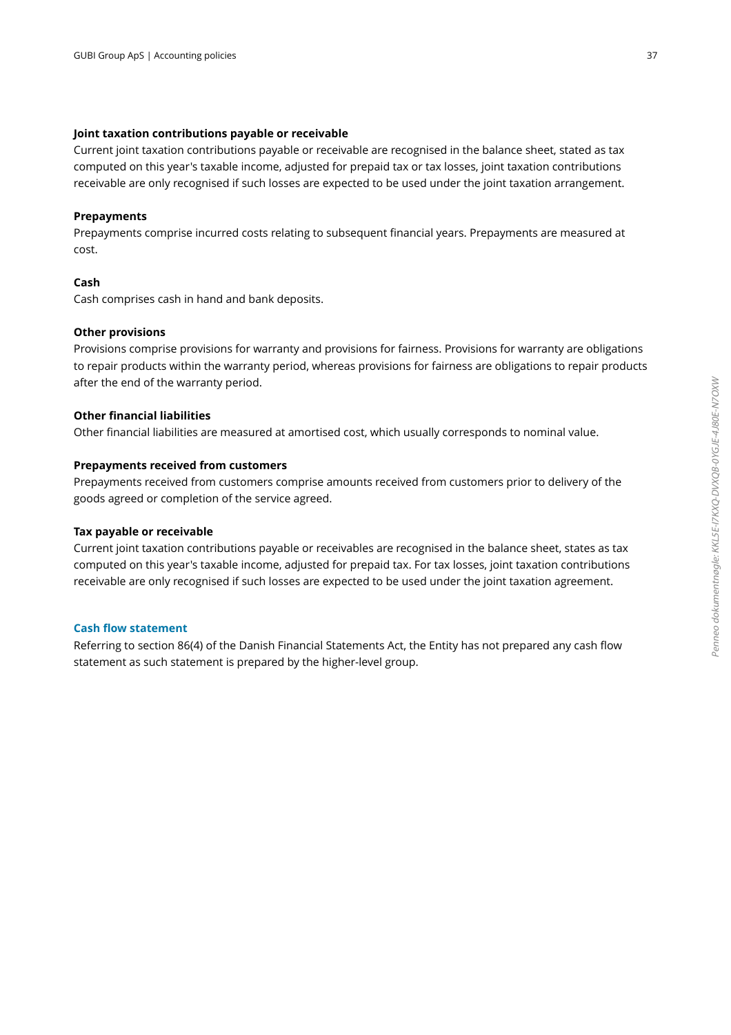**Joint taxation contributions payable or receivable**

Current joint taxation contributions payable or receivable are recognised in the balance sheet, stated as tax computed on this year's taxable income, adjusted for prepaid tax or tax losses, joint taxation contributions receivable are only recognised if such losses are expected to be used under the joint taxation arrangement.

**Prepayments**

Prepayments comprise incurred costs relating to subsequent financial years. Prepayments are measured at cost.

**Cash**

Cash comprises cash in hand and bank deposits.

**Other provisions**

Provisions comprise provisions for warranty and provisions for fairness. Provisions for warranty are obligations to repair products within the warranty period, whereas provisions for fairness are obligations to repair products after the end of the warranty period.

**Other financial liabilities**

Other financial liabilities are measured at amortised cost, which usually corresponds to nominal value.

**Prepayments received from customers**

Prepayments received from customers comprise amounts received from customers prior to delivery of the goods agreed or completion of the service agreed.

**Tax payable or receivable**

Current joint taxation contributions payable or receivables are recognised in the balance sheet, states as tax computed on this year's taxable income, adjusted for prepaid tax. For tax losses, joint taxation contributions receivable are only recognised if such losses are expected to be used under the joint taxation agreement.

## Cash flow statement

Referring to section 86(4) of the Danish Financial Statements Act, the Entity has not prepared any cash flow statement as such statement is prepared by the higher-level group.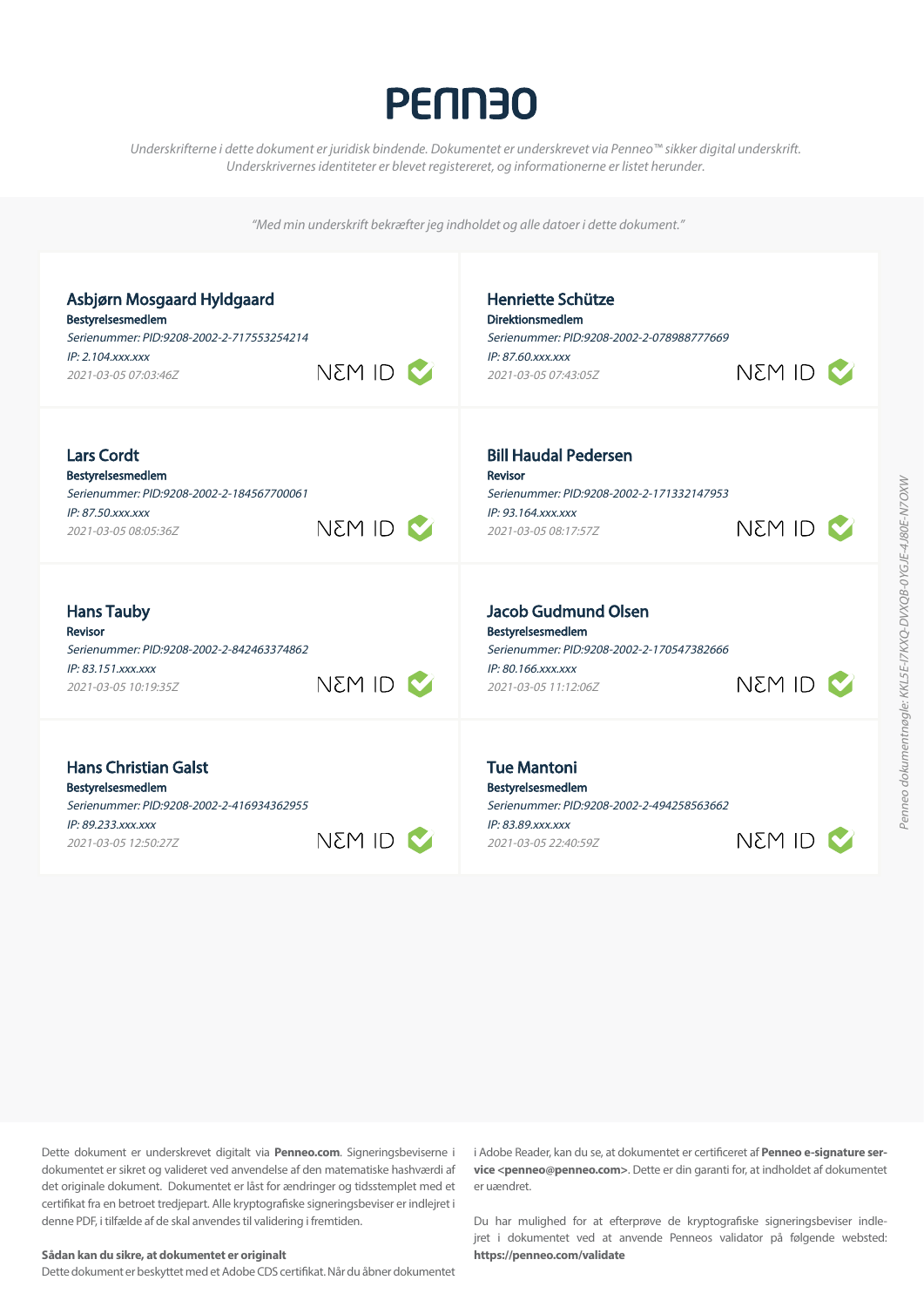# PENN30

*Underskrifterne i dette dokument er juridisk bindende. Dokumentet er underskrevet via Penneo™ sikker digital underskrift. Underskrivernes identiteter er blevet registereret, og informationerne er listet herunder.*

*"Med min underskrift bekræfter jeg indholdet og alle datoer i dette dokument."*

**Asbjørn Mosgaard Hyldgaard**
**Bestyrelsesmedlem**
*Serienummer: PID:9208-2002-2-717553254214*
*IP: 2.104.xxx.xxx*
*2021-03-05 07:03:46Z*
NEM ID

**Henriette Schütze**
**Direktionsmedlem**
*Serienummer: PID:9208-2002-2-078988777669*
*IP: 87.60.xxx.xxx*
*2021-03-05 07:43:05Z*
NEM ID

**Lars Cordt**
**Bestyrelsesmedlem**
*Serienummer: PID:9208-2002-2-184567700061*
*IP: 87.50.xxx.xxx*
*2021-03-05 08:05:36Z*
NEM ID

**Bill Haudal Pedersen**
**Revisor**
*Serienummer: PID:9208-2002-2-171332147953*
*IP: 93.164.xxx.xxx*
*2021-03-05 08:17:57Z*
NEM ID

**Hans Tauby**
**Revisor**
*Serienummer: PID:9208-2002-2-842463374862*
*IP: 83.151.xxx.xxx*
*2021-03-05 10:19:35Z*
NEM ID

**Jacob Gudmund Olsen**
**Bestyrelsesmedlem**
*Serienummer: PID:9208-2002-2-170547382666*
*IP: 80.166.xxx.xxx*
*2021-03-05 11:12:06Z*
NEM ID

**Hans Christian Galst**
**Bestyrelsesmedlem**
*Serienummer: PID:9208-2002-2-416934362955*
*IP: 89.233.xxx.xxx*
*2021-03-05 12:50:27Z*
NEM ID

**Tue Mantoni**
**Bestyrelsesmedlem**
*Serienummer: PID:9208-2002-2-494258563662*
*IP: 83.89.xxx.xxx*
*2021-03-05 22:40:59Z*
NEM ID

*Penneo dokumentnøgle: KKL5E-I7KXQ-DVXQB-0YGJE-4J80E-N7OXW*

Dette dokument er underskrevet digitalt via **Penneo.com**. Signeringsbeviserne i dokumentet er sikret og valideret ved anvendelse af den matematiske hashværdi af det originale dokument. Dokumentet er låst for ændringer og tidsstemplet med et certifikat fra en betroet tredjepart. Alle kryptografiske signeringsbeviser er indlejret i denne PDF, i tilfælde af de skal anvendes til validering i fremtiden.

**Sådan kan du sikre, at dokumentet er originalt**
Dette dokument er beskyttet med et Adobe CDS certifikat. Når du åbner dokumentet i Adobe Reader, kan du se, at dokumentet er certificeret af **Penneo e-signature service <penneo@penneo.com>**. Dette er din garanti for, at indholdet af dokumentet er uændret.

Du har mulighed for at efterprøve de kryptografiske signeringsbeviser indlejret i dokumentet ved at anvende Penneos validator på følgende websted: **https://penneo.com/validate**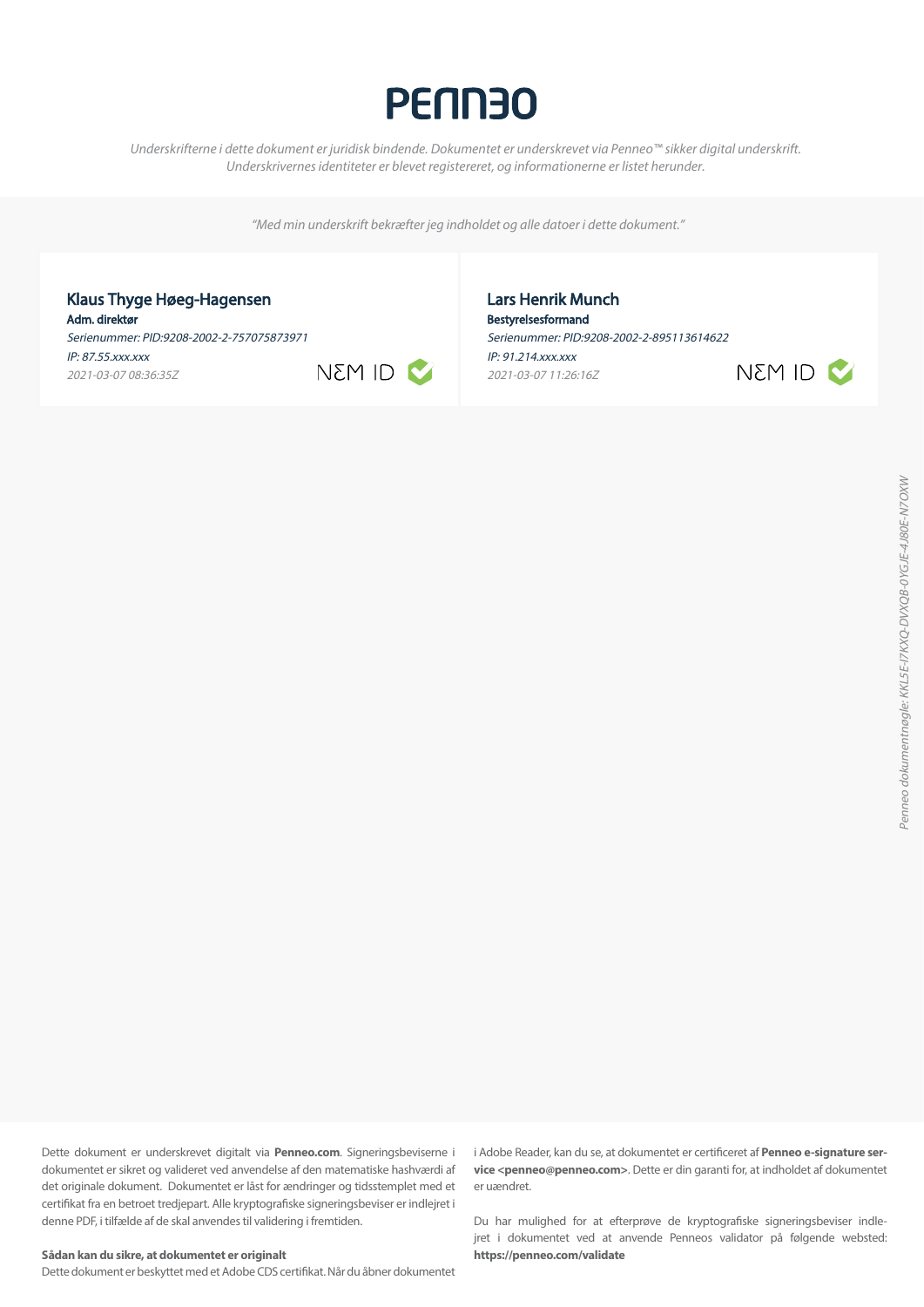# PENN30

*Underskrifterne i dette dokument er juridisk bindende. Dokumentet er underskrevet via Penneo™ sikker digital underskrift. Underskrivernes identiteter er blevet registereret, og informationerne er listet herunder.*

*"Med min underskrift bekræfter jeg indholdet og alle datoer i dette dokument."*

**Klaus Thyge Høeg-Hagensen**
**Adm. direktør**
*Serienummer: PID:9208-2002-2-757075873971*
*IP: 87.55.xxx.xxx*
*2021-03-07 08:36:35Z*
NEM ID

**Lars Henrik Munch**
**Bestyrelsesformand**
*Serienummer: PID:9208-2002-2-895113614622*
*IP: 91.214.xxx.xxx*
*2021-03-07 11:26:16Z*
NEM ID

*Penneo dokumentnøgle: KKL5E-I7KXQ-DVXQB-0YGJE-4J80E-N7OXW*

Dette dokument er underskrevet digitalt via **Penneo.com**. Signeringsbeviserne i dokumentet er sikret og valideret ved anvendelse af den matematiske hashværdi af det originale dokument. Dokumentet er låst for ændringer og tidsstemplet med et certifikat fra en betroet tredjepart. Alle kryptografiske signeringsbeviser er indlejret i denne PDF, i tilfælde af de skal anvendes til validering i fremtiden.

**Sådan kan du sikre, at dokumentet er originalt**
Dette dokument er beskyttet med et Adobe CDS certifikat. Når du åbner dokumentet i Adobe Reader, kan du se, at dokumentet er certificeret af **Penneo e-signature service <penneo@penneo.com>**. Dette er din garanti for, at indholdet af dokumentet er uændret.

Du har mulighed for at efterprøve de kryptografiske signeringsbeviser indlejret i dokumentet ved at anvende Penneos validator på følgende websted: **https://penneo.com/validate**